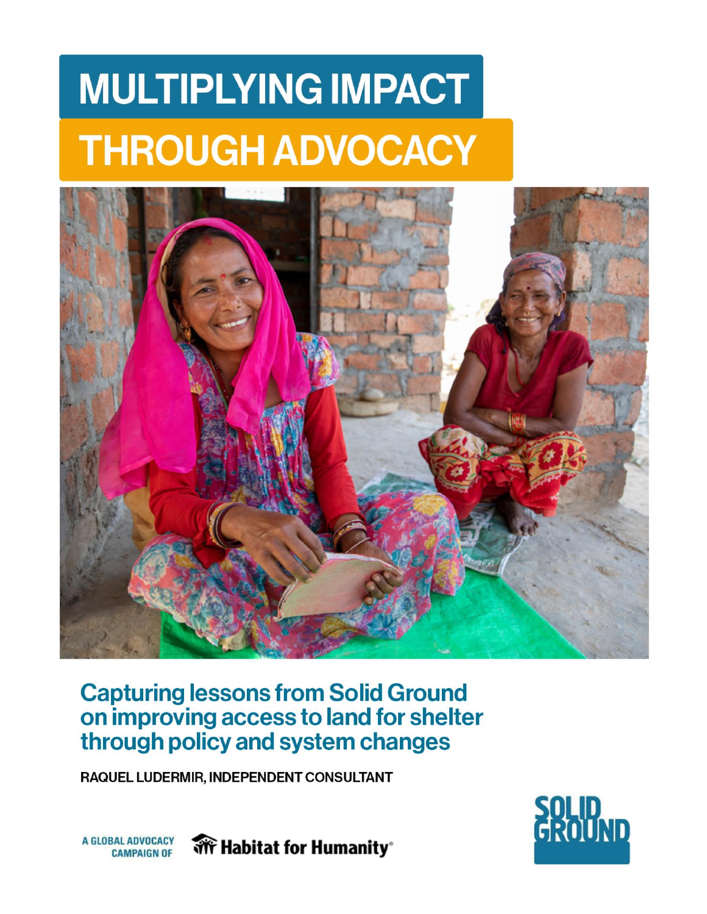# MULTIPLYING IMPACT THROUGH ADVOCACY

## Capturing lessons from Solid Ground on improving access to land for shelter through policy and system changes

**RAQUEL LUDERMIR, INDEPENDENT CONSULTANT**

A GLOBAL ADVOCACY CAMPAIGN OF Habitat for Humanity®

SOLID GROUND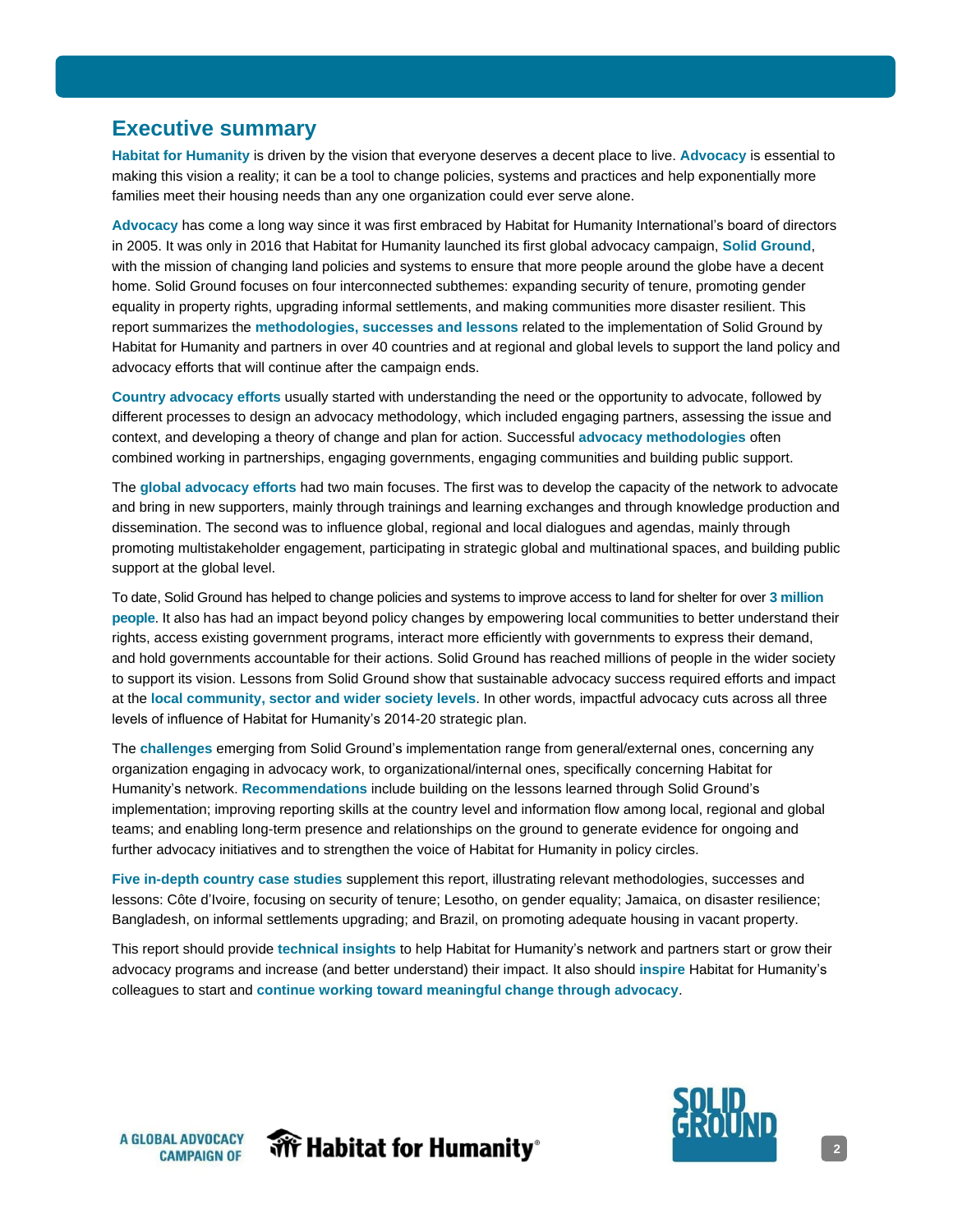## Executive summary

**Habitat for Humanity** is driven by the vision that everyone deserves a decent place to live. **Advocacy** is essential to making this vision a reality; it can be a tool to change policies, systems and practices and help exponentially more families meet their housing needs than any one organization could ever serve alone.

**Advocacy** has come a long way since it was first embraced by Habitat for Humanity International's board of directors in 2005. It was only in 2016 that Habitat for Humanity launched its first global advocacy campaign, **Solid Ground**, with the mission of changing land policies and systems to ensure that more people around the globe have a decent home. Solid Ground focuses on four interconnected subthemes: expanding security of tenure, promoting gender equality in property rights, upgrading informal settlements, and making communities more disaster resilient. This report summarizes the **methodologies, successes and lessons** related to the implementation of Solid Ground by Habitat for Humanity and partners in over 40 countries and at regional and global levels to support the land policy and advocacy efforts that will continue after the campaign ends.

**Country advocacy efforts** usually started with understanding the need or the opportunity to advocate, followed by different processes to design an advocacy methodology, which included engaging partners, assessing the issue and context, and developing a theory of change and plan for action. Successful **advocacy methodologies** often combined working in partnerships, engaging governments, engaging communities and building public support.

The **global advocacy efforts** had two main focuses. The first was to develop the capacity of the network to advocate and bring in new supporters, mainly through trainings and learning exchanges and through knowledge production and dissemination. The second was to influence global, regional and local dialogues and agendas, mainly through promoting multistakeholder engagement, participating in strategic global and multinational spaces, and building public support at the global level.

To date, Solid Ground has helped to change policies and systems to improve access to land for shelter for over **3 million people**. It also has had an impact beyond policy changes by empowering local communities to better understand their rights, access existing government programs, interact more efficiently with governments to express their demand, and hold governments accountable for their actions. Solid Ground has reached millions of people in the wider society to support its vision. Lessons from Solid Ground show that sustainable advocacy success required efforts and impact at the **local community, sector and wider society levels**. In other words, impactful advocacy cuts across all three levels of influence of Habitat for Humanity's 2014-20 strategic plan.

The **challenges** emerging from Solid Ground's implementation range from general/external ones, concerning any organization engaging in advocacy work, to organizational/internal ones, specifically concerning Habitat for Humanity's network. **Recommendations** include building on the lessons learned through Solid Ground's implementation; improving reporting skills at the country level and information flow among local, regional and global teams; and enabling long-term presence and relationships on the ground to generate evidence for ongoing and further advocacy initiatives and to strengthen the voice of Habitat for Humanity in policy circles.

**Five in-depth country case studies** supplement this report, illustrating relevant methodologies, successes and lessons: Côte d'Ivoire, focusing on security of tenure; Lesotho, on gender equality; Jamaica, on disaster resilience; Bangladesh, on informal settlements upgrading; and Brazil, on promoting adequate housing in vacant property.

This report should provide **technical insights** to help Habitat for Humanity's network and partners start or grow their advocacy programs and increase (and better understand) their impact. It also should **inspire** Habitat for Humanity's colleagues to start and **continue working toward meaningful change through advocacy**.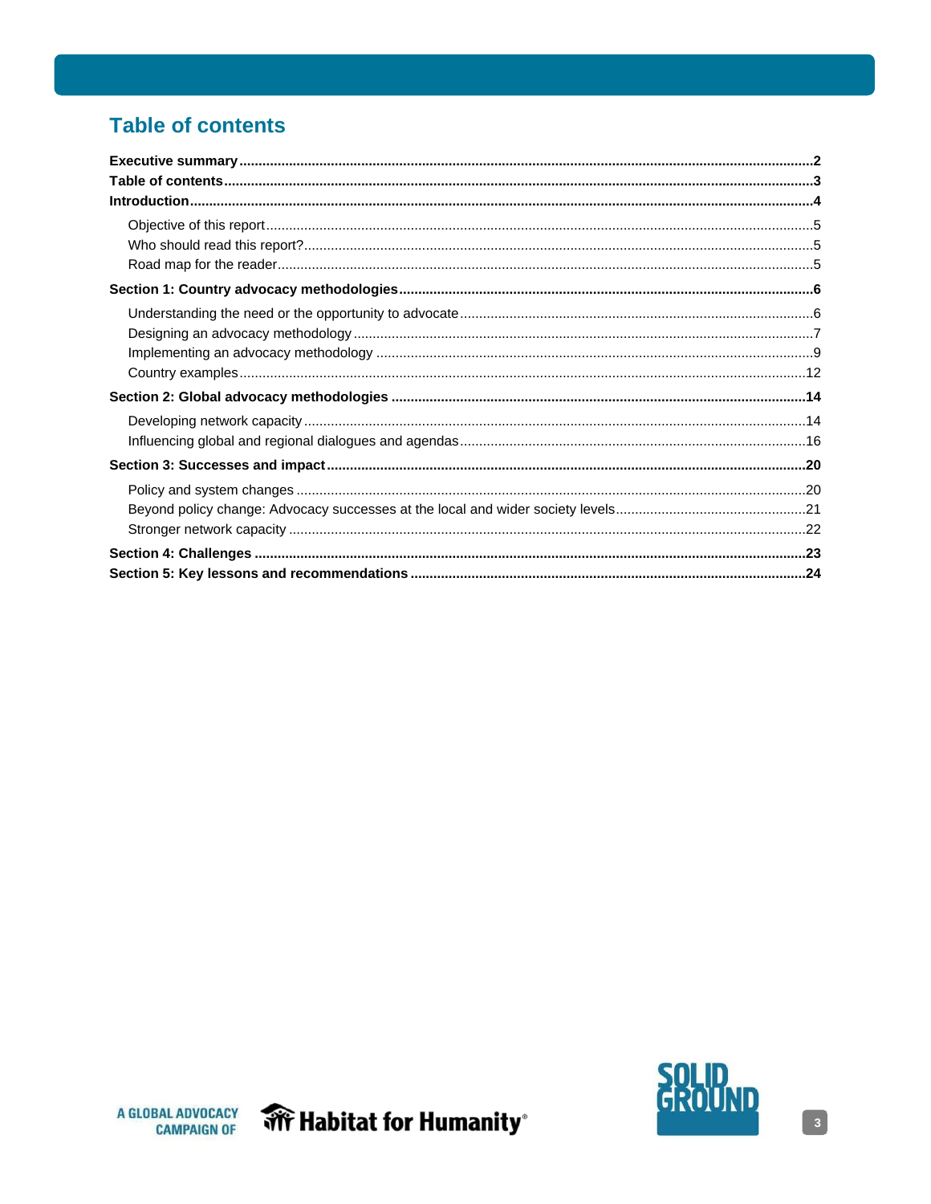# Table of contents

**Executive summary** .......... **2**
**Table of contents** .......... **3**
**Introduction** .......... **4**

- Objective of this report .......... 5
- Who should read this report? .......... 5
- Road map for the reader .......... 5

**Section 1: Country advocacy methodologies** .......... **6**

- Understanding the need or the opportunity to advocate .......... 6
- Designing an advocacy methodology .......... 7
- Implementing an advocacy methodology .......... 9
- Country examples .......... 12

**Section 2: Global advocacy methodologies** .......... **14**

- Developing network capacity .......... 14
- Influencing global and regional dialogues and agendas .......... 16

**Section 3: Successes and impact** .......... **20**

- Policy and system changes .......... 20
- Beyond policy change: Advocacy successes at the local and wider society levels .......... 21
- Stronger network capacity .......... 22

**Section 4: Challenges** .......... **23**
**Section 5: Key lessons and recommendations** .......... **24**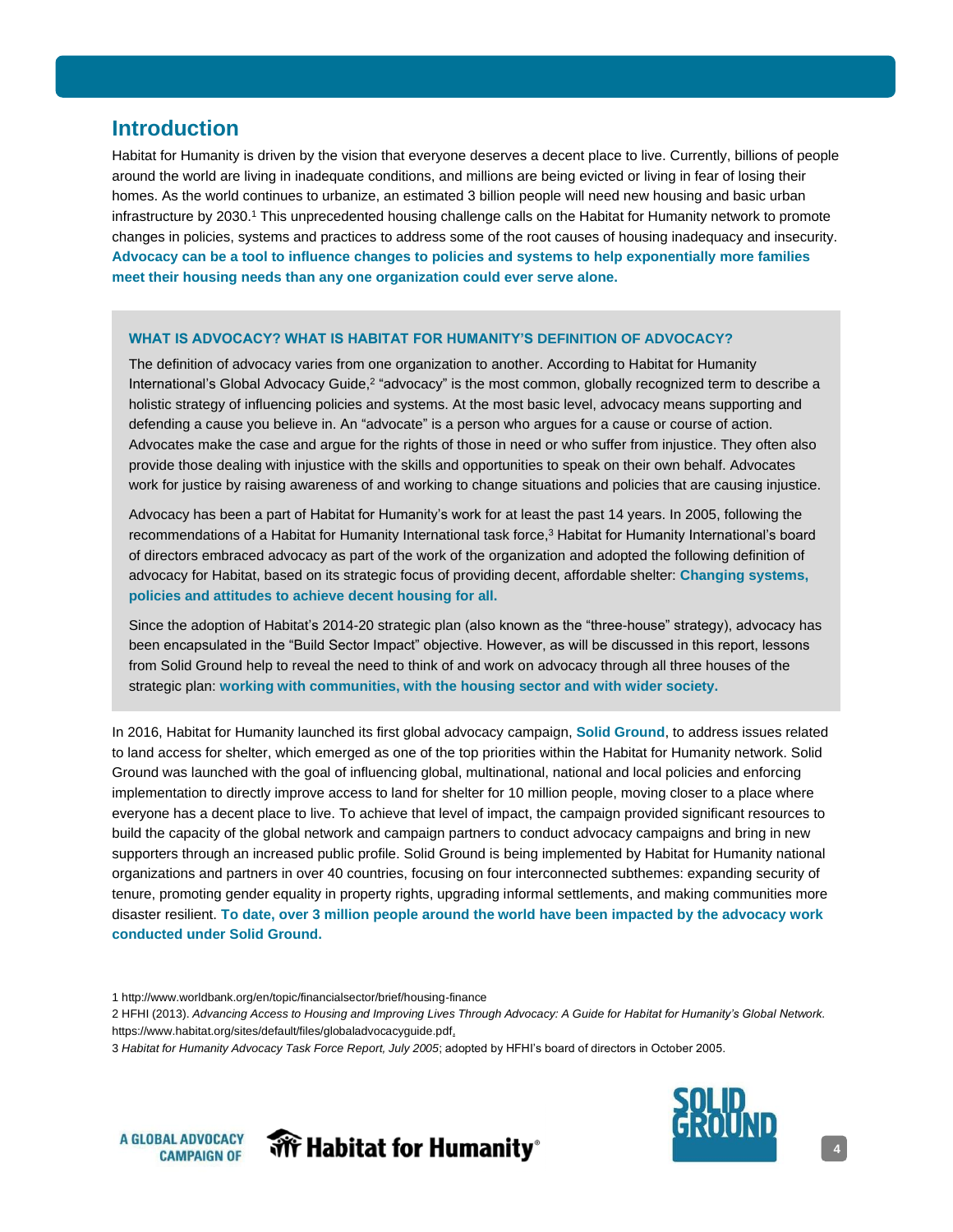## Introduction

Habitat for Humanity is driven by the vision that everyone deserves a decent place to live. Currently, billions of people around the world are living in inadequate conditions, and millions are being evicted or living in fear of losing their homes. As the world continues to urbanize, an estimated 3 billion people will need new housing and basic urban infrastructure by 2030.[1] This unprecedented housing challenge calls on the Habitat for Humanity network to promote changes in policies, systems and practices to address some of the root causes of housing inadequacy and insecurity. **Advocacy can be a tool to influence changes to policies and systems to help exponentially more families meet their housing needs than any one organization could ever serve alone.**

**WHAT IS ADVOCACY? WHAT IS HABITAT FOR HUMANITY'S DEFINITION OF ADVOCACY?**

The definition of advocacy varies from one organization to another. According to Habitat for Humanity International's Global Advocacy Guide,[2] "advocacy" is the most common, globally recognized term to describe a holistic strategy of influencing policies and systems. At the most basic level, advocacy means supporting and defending a cause you believe in. An "advocate" is a person who argues for a cause or course of action. Advocates make the case and argue for the rights of those in need or who suffer from injustice. They often also provide those dealing with injustice with the skills and opportunities to speak on their own behalf. Advocates work for justice by raising awareness of and working to change situations and policies that are causing injustice.

Advocacy has been a part of Habitat for Humanity's work for at least the past 14 years. In 2005, following the recommendations of a Habitat for Humanity International task force,[3] Habitat for Humanity International's board of directors embraced advocacy as part of the work of the organization and adopted the following definition of advocacy for Habitat, based on its strategic focus of providing decent, affordable shelter: **Changing systems, policies and attitudes to achieve decent housing for all.**

Since the adoption of Habitat's 2014-20 strategic plan (also known as the "three-house" strategy), advocacy has been encapsulated in the "Build Sector Impact" objective. However, as will be discussed in this report, lessons from Solid Ground help to reveal the need to think of and work on advocacy through all three houses of the strategic plan: **working with communities, with the housing sector and with wider society.**

In 2016, Habitat for Humanity launched its first global advocacy campaign, **Solid Ground**, to address issues related to land access for shelter, which emerged as one of the top priorities within the Habitat for Humanity network. Solid Ground was launched with the goal of influencing global, multinational, national and local policies and enforcing implementation to directly improve access to land for shelter for 10 million people, moving closer to a place where everyone has a decent place to live. To achieve that level of impact, the campaign provided significant resources to build the capacity of the global network and campaign partners to conduct advocacy campaigns and bring in new supporters through an increased public profile. Solid Ground is being implemented by Habitat for Humanity national organizations and partners in over 40 countries, focusing on four interconnected subthemes: expanding security of tenure, promoting gender equality in property rights, upgrading informal settlements, and making communities more disaster resilient. **To date, over 3 million people around the world have been impacted by the advocacy work conducted under Solid Ground.**

1 http://www.worldbank.org/en/topic/financialsector/brief/housing-finance

2 HFHI (2013). *Advancing Access to Housing and Improving Lives Through Advocacy: A Guide for Habitat for Humanity's Global Network.* https://www.habitat.org/sites/default/files/globaladvocacyguide.pdf.

3 *Habitat for Humanity Advocacy Task Force Report, July 2005*; adopted by HFHI's board of directors in October 2005.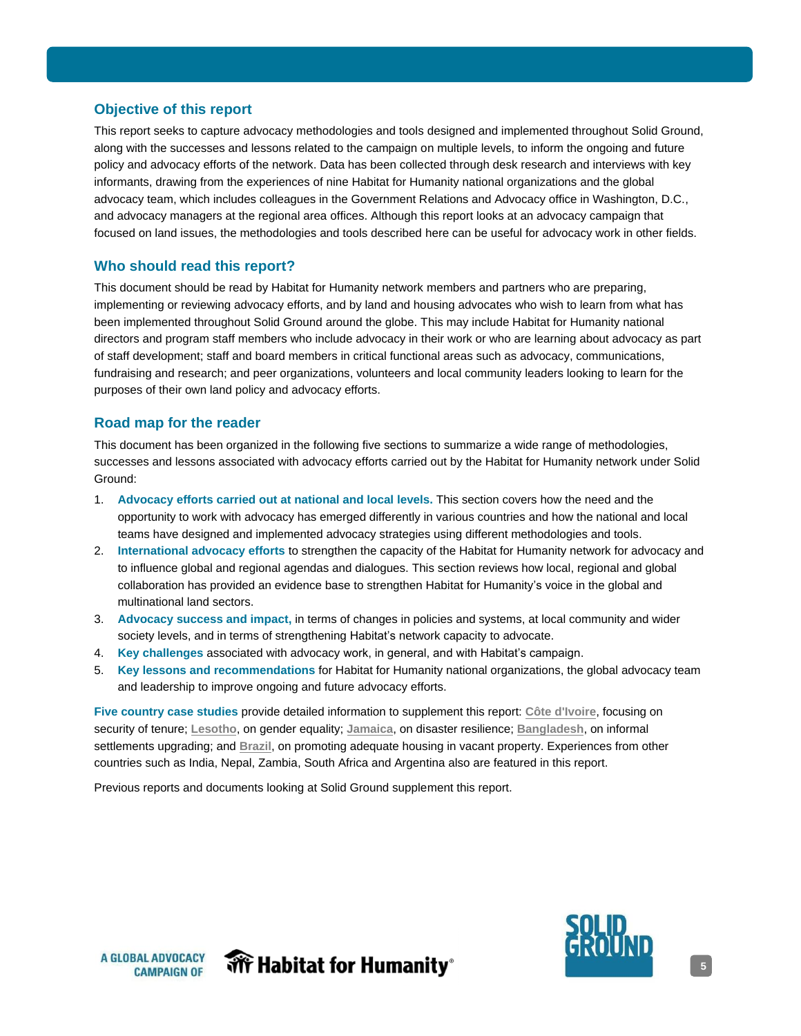## Objective of this report

This report seeks to capture advocacy methodologies and tools designed and implemented throughout Solid Ground, along with the successes and lessons related to the campaign on multiple levels, to inform the ongoing and future policy and advocacy efforts of the network. Data has been collected through desk research and interviews with key informants, drawing from the experiences of nine Habitat for Humanity national organizations and the global advocacy team, which includes colleagues in the Government Relations and Advocacy office in Washington, D.C., and advocacy managers at the regional area offices. Although this report looks at an advocacy campaign that focused on land issues, the methodologies and tools described here can be useful for advocacy work in other fields.

## Who should read this report?

This document should be read by Habitat for Humanity network members and partners who are preparing, implementing or reviewing advocacy efforts, and by land and housing advocates who wish to learn from what has been implemented throughout Solid Ground around the globe. This may include Habitat for Humanity national directors and program staff members who include advocacy in their work or who are learning about advocacy as part of staff development; staff and board members in critical functional areas such as advocacy, communications, fundraising and research; and peer organizations, volunteers and local community leaders looking to learn for the purposes of their own land policy and advocacy efforts.

## Road map for the reader

This document has been organized in the following five sections to summarize a wide range of methodologies, successes and lessons associated with advocacy efforts carried out by the Habitat for Humanity network under Solid Ground:

1. **Advocacy efforts carried out at national and local levels.** This section covers how the need and the opportunity to work with advocacy has emerged differently in various countries and how the national and local teams have designed and implemented advocacy strategies using different methodologies and tools.
2. **International advocacy efforts** to strengthen the capacity of the Habitat for Humanity network for advocacy and to influence global and regional agendas and dialogues. This section reviews how local, regional and global collaboration has provided an evidence base to strengthen Habitat for Humanity's voice in the global and multinational land sectors.
3. **Advocacy success and impact,** in terms of changes in policies and systems, at local community and wider society levels, and in terms of strengthening Habitat's network capacity to advocate.
4. **Key challenges** associated with advocacy work, in general, and with Habitat's campaign.
5. **Key lessons and recommendations** for Habitat for Humanity national organizations, the global advocacy team and leadership to improve ongoing and future advocacy efforts.

**Five country case studies** provide detailed information to supplement this report: **Côte d'Ivoire**, focusing on security of tenure; **Lesotho**, on gender equality; **Jamaica**, on disaster resilience; **Bangladesh**, on informal settlements upgrading; and **Brazil**, on promoting adequate housing in vacant property. Experiences from other countries such as India, Nepal, Zambia, South Africa and Argentina also are featured in this report.

Previous reports and documents looking at Solid Ground supplement this report.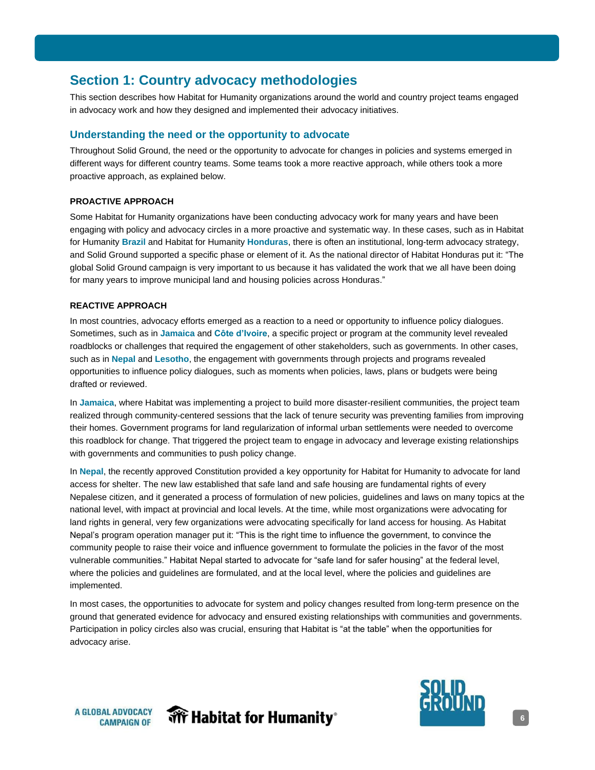# Section 1: Country advocacy methodologies

This section describes how Habitat for Humanity organizations around the world and country project teams engaged in advocacy work and how they designed and implemented their advocacy initiatives.

## Understanding the need or the opportunity to advocate

Throughout Solid Ground, the need or the opportunity to advocate for changes in policies and systems emerged in different ways for different country teams. Some teams took a more reactive approach, while others took a more proactive approach, as explained below.

### PROACTIVE APPROACH

Some Habitat for Humanity organizations have been conducting advocacy work for many years and have been engaging with policy and advocacy circles in a more proactive and systematic way. In these cases, such as in Habitat for Humanity **Brazil** and Habitat for Humanity **Honduras**, there is often an institutional, long-term advocacy strategy, and Solid Ground supported a specific phase or element of it. As the national director of Habitat Honduras put it: "The global Solid Ground campaign is very important to us because it has validated the work that we all have been doing for many years to improve municipal land and housing policies across Honduras."

### REACTIVE APPROACH

In most countries, advocacy efforts emerged as a reaction to a need or opportunity to influence policy dialogues. Sometimes, such as in **Jamaica** and **Côte d'Ivoire**, a specific project or program at the community level revealed roadblocks or challenges that required the engagement of other stakeholders, such as governments. In other cases, such as in **Nepal** and **Lesotho**, the engagement with governments through projects and programs revealed opportunities to influence policy dialogues, such as moments when policies, laws, plans or budgets were being drafted or reviewed.

In **Jamaica**, where Habitat was implementing a project to build more disaster-resilient communities, the project team realized through community-centered sessions that the lack of tenure security was preventing families from improving their homes. Government programs for land regularization of informal urban settlements were needed to overcome this roadblock for change. That triggered the project team to engage in advocacy and leverage existing relationships with governments and communities to push policy change.

In **Nepal**, the recently approved Constitution provided a key opportunity for Habitat for Humanity to advocate for land access for shelter. The new law established that safe land and safe housing are fundamental rights of every Nepalese citizen, and it generated a process of formulation of new policies, guidelines and laws on many topics at the national level, with impact at provincial and local levels. At the time, while most organizations were advocating for land rights in general, very few organizations were advocating specifically for land access for housing. As Habitat Nepal's program operation manager put it: "This is the right time to influence the government, to convince the community people to raise their voice and influence government to formulate the policies in the favor of the most vulnerable communities." Habitat Nepal started to advocate for "safe land for safer housing" at the federal level, where the policies and guidelines are formulated, and at the local level, where the policies and guidelines are implemented.

In most cases, the opportunities to advocate for system and policy changes resulted from long-term presence on the ground that generated evidence for advocacy and ensured existing relationships with communities and governments. Participation in policy circles also was crucial, ensuring that Habitat is "at the table" when the opportunities for advocacy arise.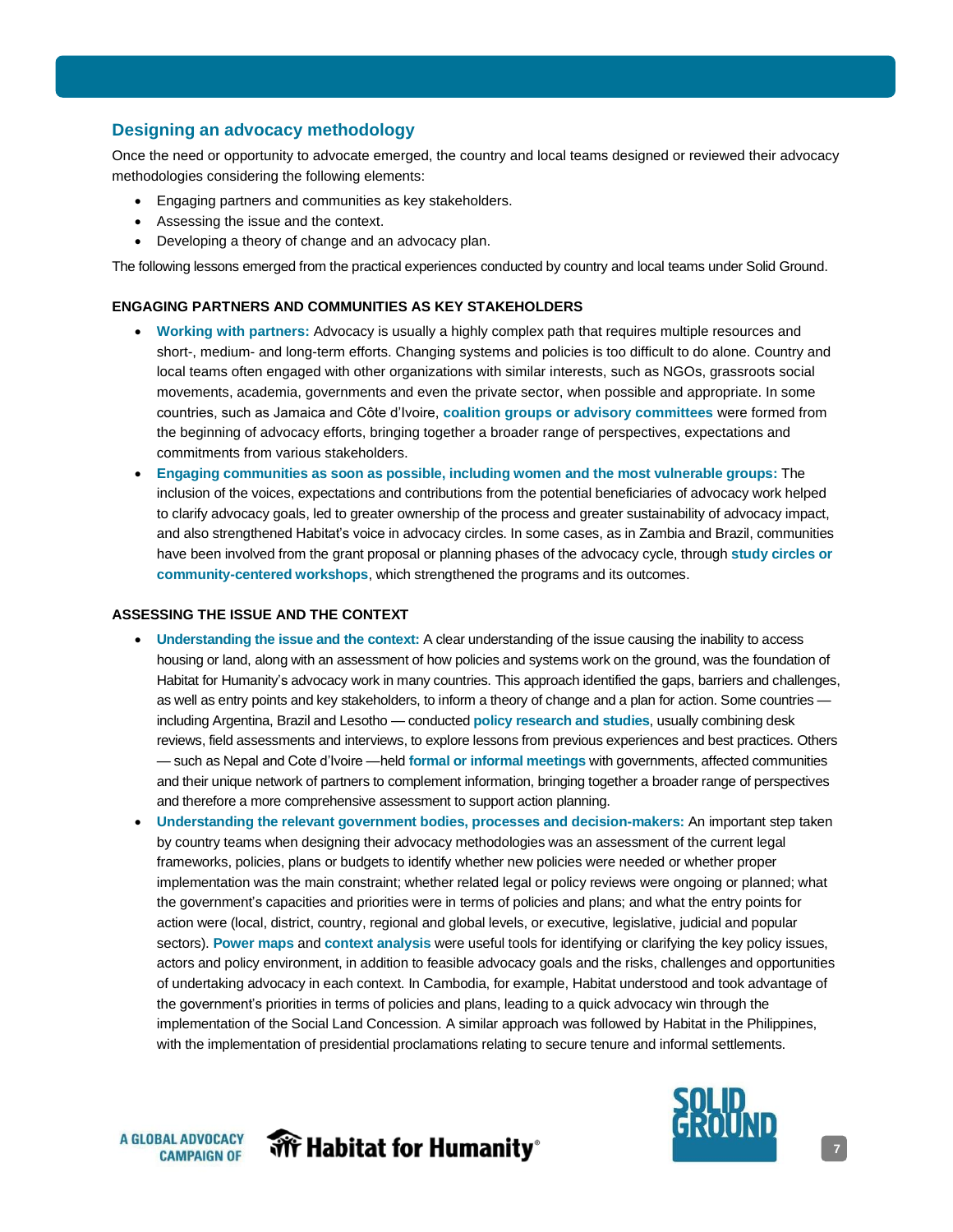## Designing an advocacy methodology

Once the need or opportunity to advocate emerged, the country and local teams designed or reviewed their advocacy methodologies considering the following elements:

- Engaging partners and communities as key stakeholders.
- Assessing the issue and the context.
- Developing a theory of change and an advocacy plan.

The following lessons emerged from the practical experiences conducted by country and local teams under Solid Ground.

### ENGAGING PARTNERS AND COMMUNITIES AS KEY STAKEHOLDERS

- **Working with partners:** Advocacy is usually a highly complex path that requires multiple resources and short-, medium- and long-term efforts. Changing systems and policies is too difficult to do alone. Country and local teams often engaged with other organizations with similar interests, such as NGOs, grassroots social movements, academia, governments and even the private sector, when possible and appropriate. In some countries, such as Jamaica and Côte d'Ivoire, **coalition groups or advisory committees** were formed from the beginning of advocacy efforts, bringing together a broader range of perspectives, expectations and commitments from various stakeholders.
- **Engaging communities as soon as possible, including women and the most vulnerable groups:** The inclusion of the voices, expectations and contributions from the potential beneficiaries of advocacy work helped to clarify advocacy goals, led to greater ownership of the process and greater sustainability of advocacy impact, and also strengthened Habitat's voice in advocacy circles. In some cases, as in Zambia and Brazil, communities have been involved from the grant proposal or planning phases of the advocacy cycle, through **study circles or community-centered workshops**, which strengthened the programs and its outcomes.

### ASSESSING THE ISSUE AND THE CONTEXT

- **Understanding the issue and the context:** A clear understanding of the issue causing the inability to access housing or land, along with an assessment of how policies and systems work on the ground, was the foundation of Habitat for Humanity's advocacy work in many countries. This approach identified the gaps, barriers and challenges, as well as entry points and key stakeholders, to inform a theory of change and a plan for action. Some countries — including Argentina, Brazil and Lesotho — conducted **policy research and studies**, usually combining desk reviews, field assessments and interviews, to explore lessons from previous experiences and best practices. Others — such as Nepal and Cote d'Ivoire —held **formal or informal meetings** with governments, affected communities and their unique network of partners to complement information, bringing together a broader range of perspectives and therefore a more comprehensive assessment to support action planning.
- **Understanding the relevant government bodies, processes and decision-makers:** An important step taken by country teams when designing their advocacy methodologies was an assessment of the current legal frameworks, policies, plans or budgets to identify whether new policies were needed or whether proper implementation was the main constraint; whether related legal or policy reviews were ongoing or planned; what the government's capacities and priorities were in terms of policies and plans; and what the entry points for action were (local, district, country, regional and global levels, or executive, legislative, judicial and popular sectors). **Power maps** and **context analysis** were useful tools for identifying or clarifying the key policy issues, actors and policy environment, in addition to feasible advocacy goals and the risks, challenges and opportunities of undertaking advocacy in each context. In Cambodia, for example, Habitat understood and took advantage of the government's priorities in terms of policies and plans, leading to a quick advocacy win through the implementation of the Social Land Concession. A similar approach was followed by Habitat in the Philippines, with the implementation of presidential proclamations relating to secure tenure and informal settlements.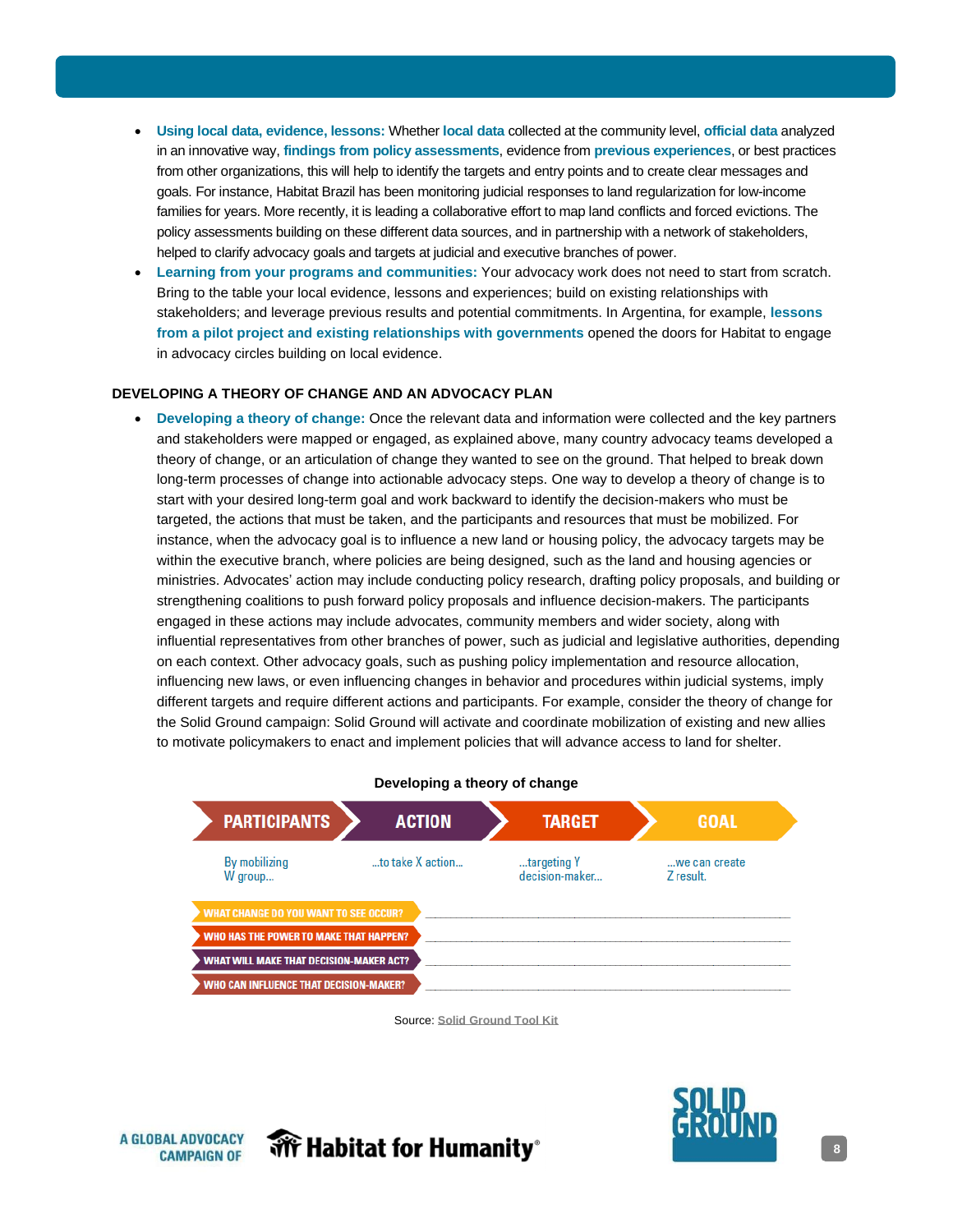- **Using local data, evidence, lessons:** Whether **local data** collected at the community level, **official data** analyzed in an innovative way, **findings from policy assessments**, evidence from **previous experiences**, or best practices from other organizations, this will help to identify the targets and entry points and to create clear messages and goals. For instance, Habitat Brazil has been monitoring judicial responses to land regularization for low-income families for years. More recently, it is leading a collaborative effort to map land conflicts and forced evictions. The policy assessments building on these different data sources, and in partnership with a network of stakeholders, helped to clarify advocacy goals and targets at judicial and executive branches of power.
- **Learning from your programs and communities:** Your advocacy work does not need to start from scratch. Bring to the table your local evidence, lessons and experiences; build on existing relationships with stakeholders; and leverage previous results and potential commitments. In Argentina, for example, **lessons from a pilot project and existing relationships with governments** opened the doors for Habitat to engage in advocacy circles building on local evidence.

## DEVELOPING A THEORY OF CHANGE AND AN ADVOCACY PLAN

- **Developing a theory of change:** Once the relevant data and information were collected and the key partners and stakeholders were mapped or engaged, as explained above, many country advocacy teams developed a theory of change, or an articulation of change they wanted to see on the ground. That helped to break down long-term processes of change into actionable advocacy steps. One way to develop a theory of change is to start with your desired long-term goal and work backward to identify the decision-makers who must be targeted, the actions that must be taken, and the participants and resources that must be mobilized. For instance, when the advocacy goal is to influence a new land or housing policy, the advocacy targets may be within the executive branch, where policies are being designed, such as the land and housing agencies or ministries. Advocates' action may include conducting policy research, drafting policy proposals, and building or strengthening coalitions to push forward policy proposals and influence decision-makers. The participants engaged in these actions may include advocates, community members and wider society, along with influential representatives from other branches of power, such as judicial and legislative authorities, depending on each context. Other advocacy goals, such as pushing policy implementation and resource allocation, influencing new laws, or even influencing changes in behavior and procedures within judicial systems, imply different targets and require different actions and participants. For example, consider the theory of change for the Solid Ground campaign: Solid Ground will activate and coordinate mobilization of existing and new allies to motivate policymakers to enact and implement policies that will advance access to land for shelter.

**Developing a theory of change**

| PARTICIPANTS | ACTION | TARGET | GOAL |
|---|---|---|---|
| By mobilizing W group... | ...to take X action... | ...targeting Y decision-maker... | ...we can create Z result. |

- WHAT CHANGE DO YOU WANT TO SEE OCCUR? \_\_\_\_\_\_\_\_\_\_\_\_\_\_\_\_\_\_\_\_
- WHO HAS THE POWER TO MAKE THAT HAPPEN? \_\_\_\_\_\_\_\_\_\_\_\_\_\_\_\_\_\_\_\_
- WHAT WILL MAKE THAT DECISION-MAKER ACT? \_\_\_\_\_\_\_\_\_\_\_\_\_\_\_\_\_\_\_\_
- WHO CAN INFLUENCE THAT DECISION-MAKER? \_\_\_\_\_\_\_\_\_\_\_\_\_\_\_\_\_\_\_\_

Source: Solid Ground Tool Kit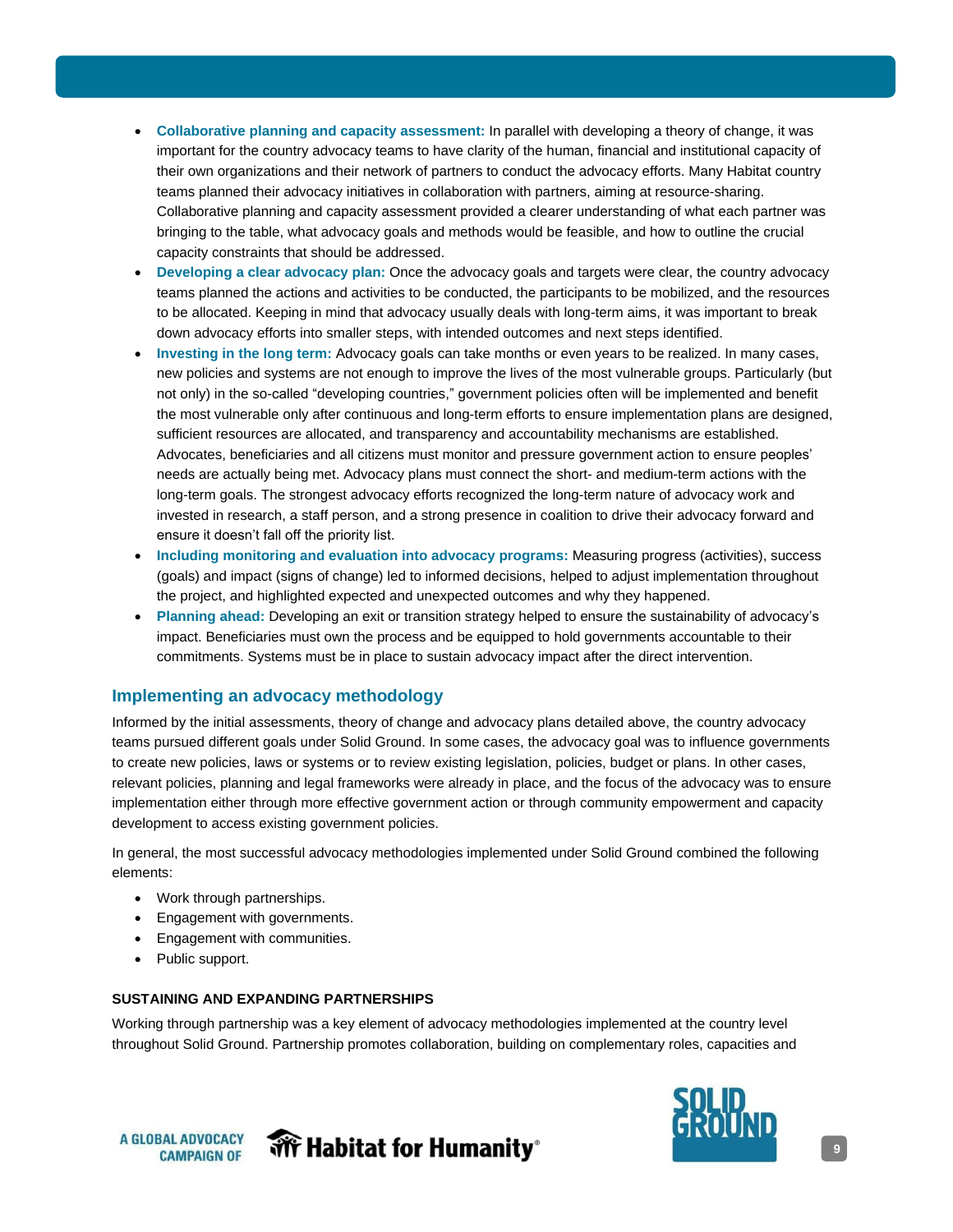- **Collaborative planning and capacity assessment:** In parallel with developing a theory of change, it was important for the country advocacy teams to have clarity of the human, financial and institutional capacity of their own organizations and their network of partners to conduct the advocacy efforts. Many Habitat country teams planned their advocacy initiatives in collaboration with partners, aiming at resource-sharing. Collaborative planning and capacity assessment provided a clearer understanding of what each partner was bringing to the table, what advocacy goals and methods would be feasible, and how to outline the crucial capacity constraints that should be addressed.
- **Developing a clear advocacy plan:** Once the advocacy goals and targets were clear, the country advocacy teams planned the actions and activities to be conducted, the participants to be mobilized, and the resources to be allocated. Keeping in mind that advocacy usually deals with long-term aims, it was important to break down advocacy efforts into smaller steps, with intended outcomes and next steps identified.
- **Investing in the long term:** Advocacy goals can take months or even years to be realized. In many cases, new policies and systems are not enough to improve the lives of the most vulnerable groups. Particularly (but not only) in the so-called "developing countries," government policies often will be implemented and benefit the most vulnerable only after continuous and long-term efforts to ensure implementation plans are designed, sufficient resources are allocated, and transparency and accountability mechanisms are established. Advocates, beneficiaries and all citizens must monitor and pressure government action to ensure peoples' needs are actually being met. Advocacy plans must connect the short- and medium-term actions with the long-term goals. The strongest advocacy efforts recognized the long-term nature of advocacy work and invested in research, a staff person, and a strong presence in coalition to drive their advocacy forward and ensure it doesn't fall off the priority list.
- **Including monitoring and evaluation into advocacy programs:** Measuring progress (activities), success (goals) and impact (signs of change) led to informed decisions, helped to adjust implementation throughout the project, and highlighted expected and unexpected outcomes and why they happened.
- **Planning ahead:** Developing an exit or transition strategy helped to ensure the sustainability of advocacy's impact. Beneficiaries must own the process and be equipped to hold governments accountable to their commitments. Systems must be in place to sustain advocacy impact after the direct intervention.

## Implementing an advocacy methodology

Informed by the initial assessments, theory of change and advocacy plans detailed above, the country advocacy teams pursued different goals under Solid Ground. In some cases, the advocacy goal was to influence governments to create new policies, laws or systems or to review existing legislation, policies, budget or plans. In other cases, relevant policies, planning and legal frameworks were already in place, and the focus of the advocacy was to ensure implementation either through more effective government action or through community empowerment and capacity development to access existing government policies.

In general, the most successful advocacy methodologies implemented under Solid Ground combined the following elements:

- Work through partnerships.
- Engagement with governments.
- Engagement with communities.
- Public support.

### SUSTAINING AND EXPANDING PARTNERSHIPS

Working through partnership was a key element of advocacy methodologies implemented at the country level throughout Solid Ground. Partnership promotes collaboration, building on complementary roles, capacities and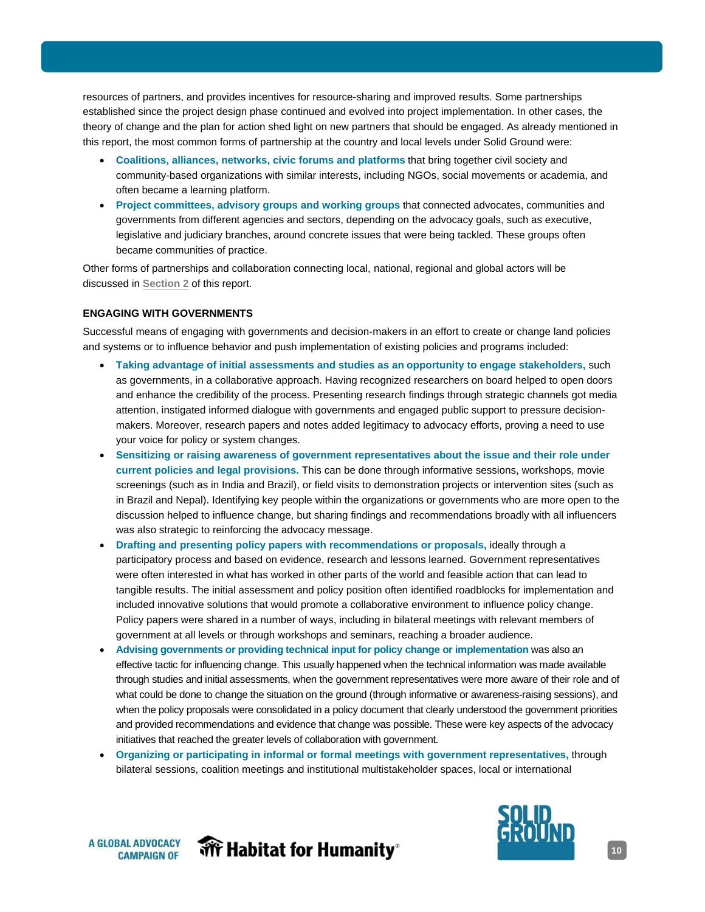resources of partners, and provides incentives for resource-sharing and improved results. Some partnerships established since the project design phase continued and evolved into project implementation. In other cases, the theory of change and the plan for action shed light on new partners that should be engaged. As already mentioned in this report, the most common forms of partnership at the country and local levels under Solid Ground were:

- **Coalitions, alliances, networks, civic forums and platforms** that bring together civil society and community-based organizations with similar interests, including NGOs, social movements or academia, and often became a learning platform.
- **Project committees, advisory groups and working groups** that connected advocates, communities and governments from different agencies and sectors, depending on the advocacy goals, such as executive, legislative and judiciary branches, around concrete issues that were being tackled. These groups often became communities of practice.

Other forms of partnerships and collaboration connecting local, national, regional and global actors will be discussed in Section 2 of this report.

### ENGAGING WITH GOVERNMENTS

Successful means of engaging with governments and decision-makers in an effort to create or change land policies and systems or to influence behavior and push implementation of existing policies and programs included:

- **Taking advantage of initial assessments and studies as an opportunity to engage stakeholders,** such as governments, in a collaborative approach. Having recognized researchers on board helped to open doors and enhance the credibility of the process. Presenting research findings through strategic channels got media attention, instigated informed dialogue with governments and engaged public support to pressure decision-makers. Moreover, research papers and notes added legitimacy to advocacy efforts, proving a need to use your voice for policy or system changes.
- **Sensitizing or raising awareness of government representatives about the issue and their role under current policies and legal provisions.** This can be done through informative sessions, workshops, movie screenings (such as in India and Brazil), or field visits to demonstration projects or intervention sites (such as in Brazil and Nepal). Identifying key people within the organizations or governments who are more open to the discussion helped to influence change, but sharing findings and recommendations broadly with all influencers was also strategic to reinforcing the advocacy message.
- **Drafting and presenting policy papers with recommendations or proposals,** ideally through a participatory process and based on evidence, research and lessons learned. Government representatives were often interested in what has worked in other parts of the world and feasible action that can lead to tangible results. The initial assessment and policy position often identified roadblocks for implementation and included innovative solutions that would promote a collaborative environment to influence policy change. Policy papers were shared in a number of ways, including in bilateral meetings with relevant members of government at all levels or through workshops and seminars, reaching a broader audience.
- **Advising governments or providing technical input for policy change or implementation** was also an effective tactic for influencing change. This usually happened when the technical information was made available through studies and initial assessments, when the government representatives were more aware of their role and of what could be done to change the situation on the ground (through informative or awareness-raising sessions), and when the policy proposals were consolidated in a policy document that clearly understood the government priorities and provided recommendations and evidence that change was possible. These were key aspects of the advocacy initiatives that reached the greater levels of collaboration with government.
- **Organizing or participating in informal or formal meetings with government representatives,** through bilateral sessions, coalition meetings and institutional multistakeholder spaces, local or international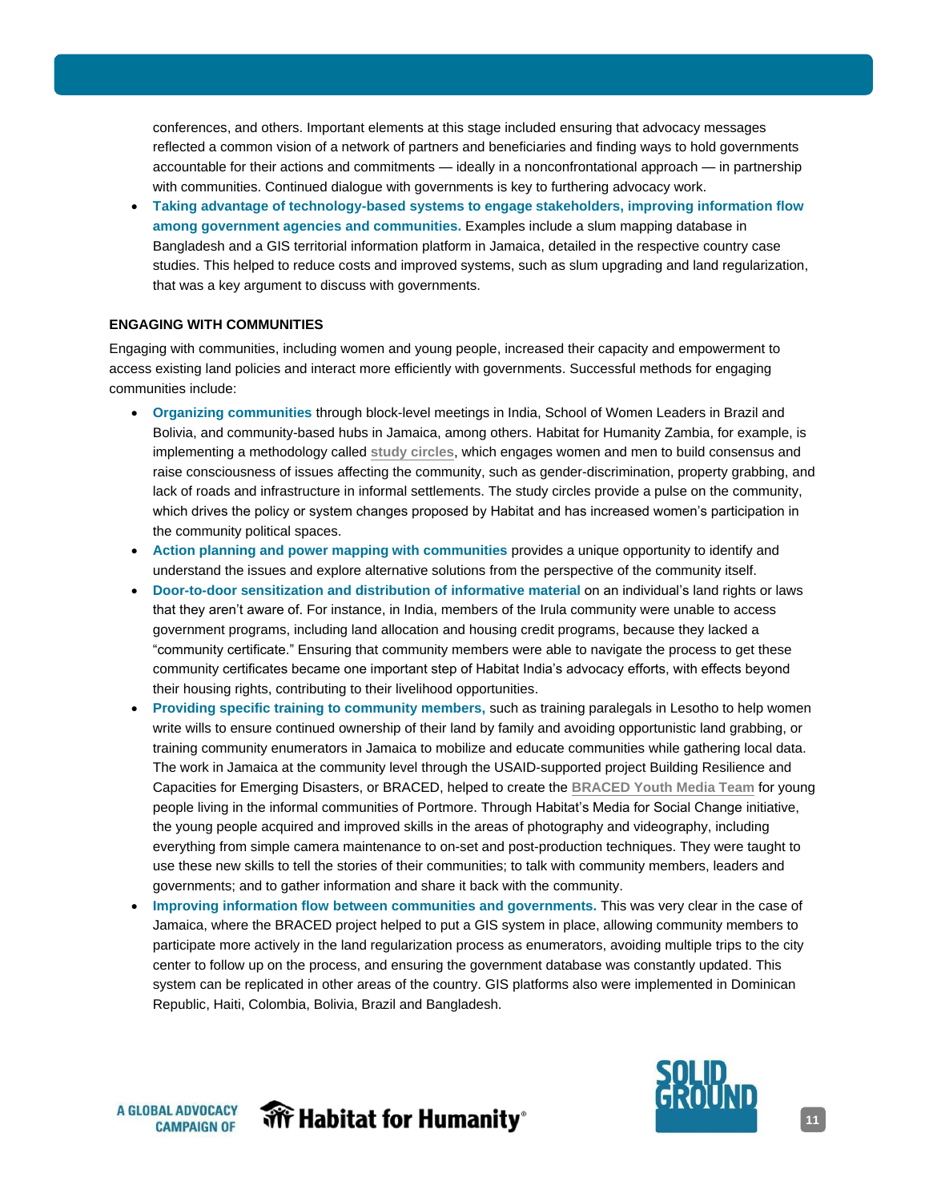conferences, and others. Important elements at this stage included ensuring that advocacy messages reflected a common vision of a network of partners and beneficiaries and finding ways to hold governments accountable for their actions and commitments — ideally in a nonconfrontational approach — in partnership with communities. Continued dialogue with governments is key to furthering advocacy work.

- **Taking advantage of technology-based systems to engage stakeholders, improving information flow among government agencies and communities.** Examples include a slum mapping database in Bangladesh and a GIS territorial information platform in Jamaica, detailed in the respective country case studies. This helped to reduce costs and improved systems, such as slum upgrading and land regularization, that was a key argument to discuss with governments.

### ENGAGING WITH COMMUNITIES

Engaging with communities, including women and young people, increased their capacity and empowerment to access existing land policies and interact more efficiently with governments. Successful methods for engaging communities include:

- **Organizing communities** through block-level meetings in India, School of Women Leaders in Brazil and Bolivia, and community-based hubs in Jamaica, among others. Habitat for Humanity Zambia, for example, is implementing a methodology called study circles, which engages women and men to build consensus and raise consciousness of issues affecting the community, such as gender-discrimination, property grabbing, and lack of roads and infrastructure in informal settlements. The study circles provide a pulse on the community, which drives the policy or system changes proposed by Habitat and has increased women's participation in the community political spaces.
- **Action planning and power mapping with communities** provides a unique opportunity to identify and understand the issues and explore alternative solutions from the perspective of the community itself.
- **Door-to-door sensitization and distribution of informative material** on an individual's land rights or laws that they aren't aware of. For instance, in India, members of the Irula community were unable to access government programs, including land allocation and housing credit programs, because they lacked a "community certificate." Ensuring that community members were able to navigate the process to get these community certificates became one important step of Habitat India's advocacy efforts, with effects beyond their housing rights, contributing to their livelihood opportunities.
- **Providing specific training to community members,** such as training paralegals in Lesotho to help women write wills to ensure continued ownership of their land by family and avoiding opportunistic land grabbing, or training community enumerators in Jamaica to mobilize and educate communities while gathering local data. The work in Jamaica at the community level through the USAID-supported project Building Resilience and Capacities for Emerging Disasters, or BRACED, helped to create the BRACED Youth Media Team for young people living in the informal communities of Portmore. Through Habitat's Media for Social Change initiative, the young people acquired and improved skills in the areas of photography and videography, including everything from simple camera maintenance to on-set and post-production techniques. They were taught to use these new skills to tell the stories of their communities; to talk with community members, leaders and governments; and to gather information and share it back with the community.
- **Improving information flow between communities and governments.** This was very clear in the case of Jamaica, where the BRACED project helped to put a GIS system in place, allowing community members to participate more actively in the land regularization process as enumerators, avoiding multiple trips to the city center to follow up on the process, and ensuring the government database was constantly updated. This system can be replicated in other areas of the country. GIS platforms also were implemented in Dominican Republic, Haiti, Colombia, Bolivia, Brazil and Bangladesh.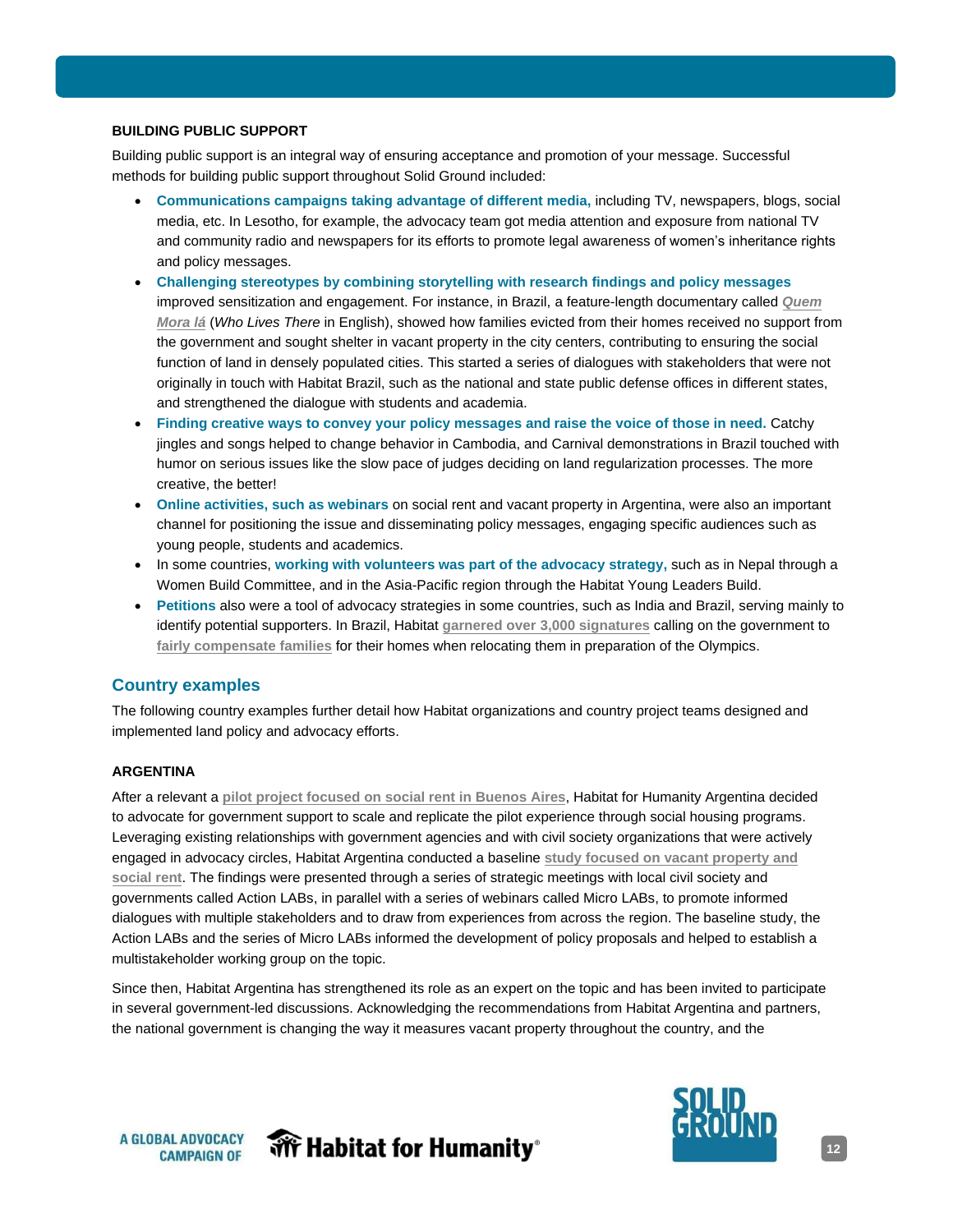**BUILDING PUBLIC SUPPORT**

Building public support is an integral way of ensuring acceptance and promotion of your message. Successful methods for building public support throughout Solid Ground included:

- **Communications campaigns taking advantage of different media,** including TV, newspapers, blogs, social media, etc. In Lesotho, for example, the advocacy team got media attention and exposure from national TV and community radio and newspapers for its efforts to promote legal awareness of women's inheritance rights and policy messages.
- **Challenging stereotypes by combining storytelling with research findings and policy messages** improved sensitization and engagement. For instance, in Brazil, a feature-length documentary called ***Quem Mora lá*** (*Who Lives There* in English), showed how families evicted from their homes received no support from the government and sought shelter in vacant property in the city centers, contributing to ensuring the social function of land in densely populated cities. This started a series of dialogues with stakeholders that were not originally in touch with Habitat Brazil, such as the national and state public defense offices in different states, and strengthened the dialogue with students and academia.
- **Finding creative ways to convey your policy messages and raise the voice of those in need.** Catchy jingles and songs helped to change behavior in Cambodia, and Carnival demonstrations in Brazil touched with humor on serious issues like the slow pace of judges deciding on land regularization processes. The more creative, the better!
- **Online activities, such as webinars** on social rent and vacant property in Argentina, were also an important channel for positioning the issue and disseminating policy messages, engaging specific audiences such as young people, students and academics.
- In some countries, **working with volunteers was part of the advocacy strategy,** such as in Nepal through a Women Build Committee, and in the Asia-Pacific region through the Habitat Young Leaders Build.
- **Petitions** also were a tool of advocacy strategies in some countries, such as India and Brazil, serving mainly to identify potential supporters. In Brazil, Habitat garnered over 3,000 signatures calling on the government to fairly compensate families for their homes when relocating them in preparation of the Olympics.

## Country examples

The following country examples further detail how Habitat organizations and country project teams designed and implemented land policy and advocacy efforts.

**ARGENTINA**

After a relevant a pilot project focused on social rent in Buenos Aires, Habitat for Humanity Argentina decided to advocate for government support to scale and replicate the pilot experience through social housing programs. Leveraging existing relationships with government agencies and with civil society organizations that were actively engaged in advocacy circles, Habitat Argentina conducted a baseline study focused on vacant property and social rent. The findings were presented through a series of strategic meetings with local civil society and governments called Action LABs, in parallel with a series of webinars called Micro LABs, to promote informed dialogues with multiple stakeholders and to draw from experiences from across the region. The baseline study, the Action LABs and the series of Micro LABs informed the development of policy proposals and helped to establish a multistakeholder working group on the topic.

Since then, Habitat Argentina has strengthened its role as an expert on the topic and has been invited to participate in several government-led discussions. Acknowledging the recommendations from Habitat Argentina and partners, the national government is changing the way it measures vacant property throughout the country, and the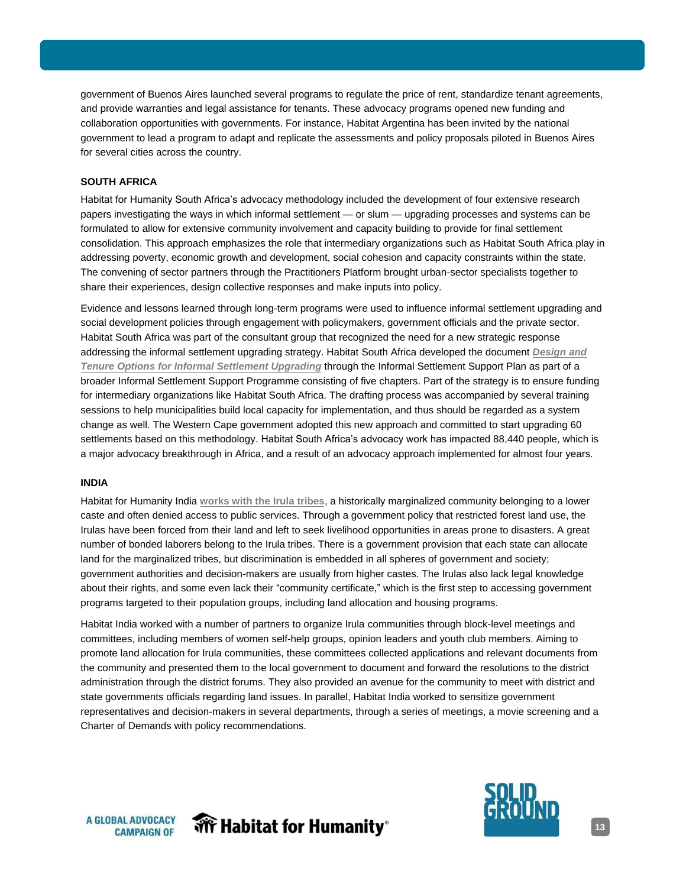government of Buenos Aires launched several programs to regulate the price of rent, standardize tenant agreements, and provide warranties and legal assistance for tenants. These advocacy programs opened new funding and collaboration opportunities with governments. For instance, Habitat Argentina has been invited by the national government to lead a program to adapt and replicate the assessments and policy proposals piloted in Buenos Aires for several cities across the country.

### SOUTH AFRICA

Habitat for Humanity South Africa's advocacy methodology included the development of four extensive research papers investigating the ways in which informal settlement — or slum — upgrading processes and systems can be formulated to allow for extensive community involvement and capacity building to provide for final settlement consolidation. This approach emphasizes the role that intermediary organizations such as Habitat South Africa play in addressing poverty, economic growth and development, social cohesion and capacity constraints within the state. The convening of sector partners through the Practitioners Platform brought urban-sector specialists together to share their experiences, design collective responses and make inputs into policy.

Evidence and lessons learned through long-term programs were used to influence informal settlement upgrading and social development policies through engagement with policymakers, government officials and the private sector. Habitat South Africa was part of the consultant group that recognized the need for a new strategic response addressing the informal settlement upgrading strategy. Habitat South Africa developed the document ***Design and Tenure Options for Informal Settlement Upgrading*** through the Informal Settlement Support Plan as part of a broader Informal Settlement Support Programme consisting of five chapters. Part of the strategy is to ensure funding for intermediary organizations like Habitat South Africa. The drafting process was accompanied by several training sessions to help municipalities build local capacity for implementation, and thus should be regarded as a system change as well. The Western Cape government adopted this new approach and committed to start upgrading 60 settlements based on this methodology. Habitat South Africa's advocacy work has impacted 88,440 people, which is a major advocacy breakthrough in Africa, and a result of an advocacy approach implemented for almost four years.

### INDIA

Habitat for Humanity India **works with the Irula tribes**, a historically marginalized community belonging to a lower caste and often denied access to public services. Through a government policy that restricted forest land use, the Irulas have been forced from their land and left to seek livelihood opportunities in areas prone to disasters. A great number of bonded laborers belong to the Irula tribes. There is a government provision that each state can allocate land for the marginalized tribes, but discrimination is embedded in all spheres of government and society; government authorities and decision-makers are usually from higher castes. The Irulas also lack legal knowledge about their rights, and some even lack their "community certificate," which is the first step to accessing government programs targeted to their population groups, including land allocation and housing programs.

Habitat India worked with a number of partners to organize Irula communities through block-level meetings and committees, including members of women self-help groups, opinion leaders and youth club members. Aiming to promote land allocation for Irula communities, these committees collected applications and relevant documents from the community and presented them to the local government to document and forward the resolutions to the district administration through the district forums. They also provided an avenue for the community to meet with district and state governments officials regarding land issues. In parallel, Habitat India worked to sensitize government representatives and decision-makers in several departments, through a series of meetings, a movie screening and a Charter of Demands with policy recommendations.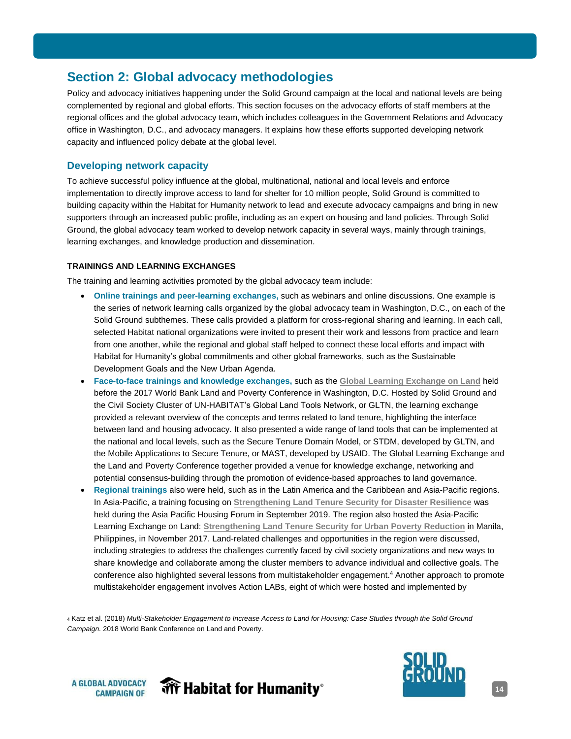## Section 2: Global advocacy methodologies

Policy and advocacy initiatives happening under the Solid Ground campaign at the local and national levels are being complemented by regional and global efforts. This section focuses on the advocacy efforts of staff members at the regional offices and the global advocacy team, which includes colleagues in the Government Relations and Advocacy office in Washington, D.C., and advocacy managers. It explains how these efforts supported developing network capacity and influenced policy debate at the global level.

### Developing network capacity

To achieve successful policy influence at the global, multinational, national and local levels and enforce implementation to directly improve access to land for shelter for 10 million people, Solid Ground is committed to building capacity within the Habitat for Humanity network to lead and execute advocacy campaigns and bring in new supporters through an increased public profile, including as an expert on housing and land policies. Through Solid Ground, the global advocacy team worked to develop network capacity in several ways, mainly through trainings, learning exchanges, and knowledge production and dissemination.

#### TRAININGS AND LEARNING EXCHANGES

The training and learning activities promoted by the global advocacy team include:

- **Online trainings and peer-learning exchanges,** such as webinars and online discussions. One example is the series of network learning calls organized by the global advocacy team in Washington, D.C., on each of the Solid Ground subthemes. These calls provided a platform for cross-regional sharing and learning. In each call, selected Habitat national organizations were invited to present their work and lessons from practice and learn from one another, while the regional and global staff helped to connect these local efforts and impact with Habitat for Humanity's global commitments and other global frameworks, such as the Sustainable Development Goals and the New Urban Agenda.
- **Face-to-face trainings and knowledge exchanges,** such as the Global Learning Exchange on Land held before the 2017 World Bank Land and Poverty Conference in Washington, D.C. Hosted by Solid Ground and the Civil Society Cluster of UN-HABITAT's Global Land Tools Network, or GLTN, the learning exchange provided a relevant overview of the concepts and terms related to land tenure, highlighting the interface between land and housing advocacy. It also presented a wide range of land tools that can be implemented at the national and local levels, such as the Secure Tenure Domain Model, or STDM, developed by GLTN, and the Mobile Applications to Secure Tenure, or MAST, developed by USAID. The Global Learning Exchange and the Land and Poverty Conference together provided a venue for knowledge exchange, networking and potential consensus-building through the promotion of evidence-based approaches to land governance.
- **Regional trainings** also were held, such as in the Latin America and the Caribbean and Asia-Pacific regions. In Asia-Pacific, a training focusing on Strengthening Land Tenure Security for Disaster Resilience was held during the Asia Pacific Housing Forum in September 2019. The region also hosted the Asia-Pacific Learning Exchange on Land: Strengthening Land Tenure Security for Urban Poverty Reduction in Manila, Philippines, in November 2017. Land-related challenges and opportunities in the region were discussed, including strategies to address the challenges currently faced by civil society organizations and new ways to share knowledge and collaborate among the cluster members to advance individual and collective goals. The conference also highlighted several lessons from multistakeholder engagement.[4] Another approach to promote multistakeholder engagement involves Action LABs, eight of which were hosted and implemented by

[4] Katz et al. (2018) *Multi-Stakeholder Engagement to Increase Access to Land for Housing: Case Studies through the Solid Ground Campaign.* 2018 World Bank Conference on Land and Poverty.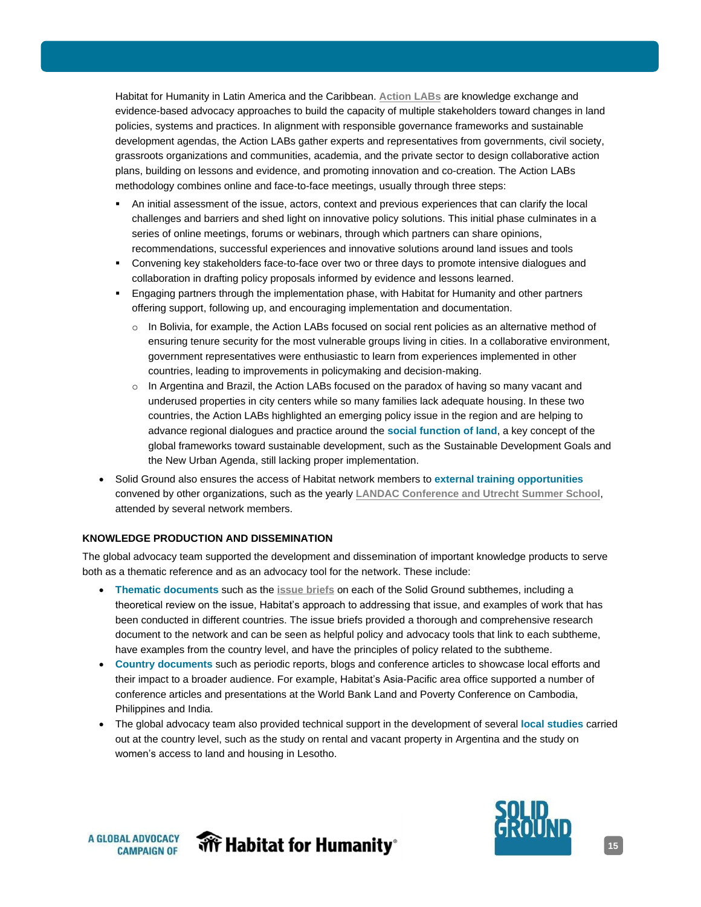Habitat for Humanity in Latin America and the Caribbean. **Action LABs** are knowledge exchange and evidence-based advocacy approaches to build the capacity of multiple stakeholders toward changes in land policies, systems and practices. In alignment with responsible governance frameworks and sustainable development agendas, the Action LABs gather experts and representatives from governments, civil society, grassroots organizations and communities, academia, and the private sector to design collaborative action plans, building on lessons and evidence, and promoting innovation and co-creation. The Action LABs methodology combines online and face-to-face meetings, usually through three steps:

- An initial assessment of the issue, actors, context and previous experiences that can clarify the local challenges and barriers and shed light on innovative policy solutions. This initial phase culminates in a series of online meetings, forums or webinars, through which partners can share opinions, recommendations, successful experiences and innovative solutions around land issues and tools
- Convening key stakeholders face-to-face over two or three days to promote intensive dialogues and collaboration in drafting policy proposals informed by evidence and lessons learned.
- Engaging partners through the implementation phase, with Habitat for Humanity and other partners offering support, following up, and encouraging implementation and documentation.
  - In Bolivia, for example, the Action LABs focused on social rent policies as an alternative method of ensuring tenure security for the most vulnerable groups living in cities. In a collaborative environment, government representatives were enthusiastic to learn from experiences implemented in other countries, leading to improvements in policymaking and decision-making.
  - In Argentina and Brazil, the Action LABs focused on the paradox of having so many vacant and underused properties in city centers while so many families lack adequate housing. In these two countries, the Action LABs highlighted an emerging policy issue in the region and are helping to advance regional dialogues and practice around the **social function of land**, a key concept of the global frameworks toward sustainable development, such as the Sustainable Development Goals and the New Urban Agenda, still lacking proper implementation.

- Solid Ground also ensures the access of Habitat network members to **external training opportunities** convened by other organizations, such as the yearly **LANDAC Conference and Utrecht Summer School**, attended by several network members.

**KNOWLEDGE PRODUCTION AND DISSEMINATION**

The global advocacy team supported the development and dissemination of important knowledge products to serve both as a thematic reference and as an advocacy tool for the network. These include:

- **Thematic documents** such as the **issue briefs** on each of the Solid Ground subthemes, including a theoretical review on the issue, Habitat's approach to addressing that issue, and examples of work that has been conducted in different countries. The issue briefs provided a thorough and comprehensive research document to the network and can be seen as helpful policy and advocacy tools that link to each subtheme, have examples from the country level, and have the principles of policy related to the subtheme.
- **Country documents** such as periodic reports, blogs and conference articles to showcase local efforts and their impact to a broader audience. For example, Habitat's Asia-Pacific area office supported a number of conference articles and presentations at the World Bank Land and Poverty Conference on Cambodia, Philippines and India.
- The global advocacy team also provided technical support in the development of several **local studies** carried out at the country level, such as the study on rental and vacant property in Argentina and the study on women's access to land and housing in Lesotho.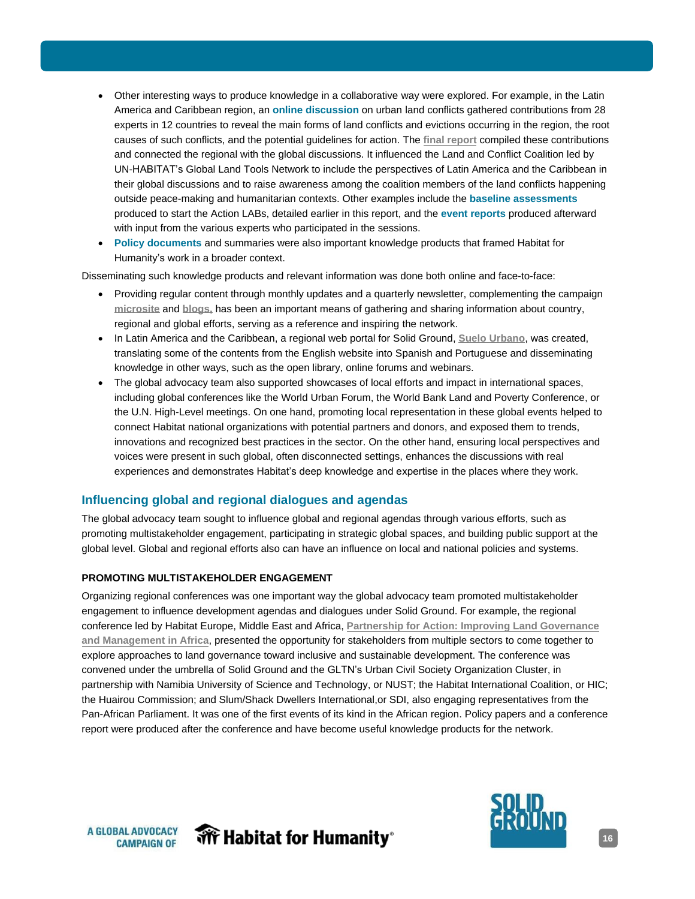- Other interesting ways to produce knowledge in a collaborative way were explored. For example, in the Latin America and Caribbean region, an **online discussion** on urban land conflicts gathered contributions from 28 experts in 12 countries to reveal the main forms of land conflicts and evictions occurring in the region, the root causes of such conflicts, and the potential guidelines for action. The final report compiled these contributions and connected the regional with the global discussions. It influenced the Land and Conflict Coalition led by UN-HABITAT's Global Land Tools Network to include the perspectives of Latin America and the Caribbean in their global discussions and to raise awareness among the coalition members of the land conflicts happening outside peace-making and humanitarian contexts. Other examples include the **baseline assessments** produced to start the Action LABs, detailed earlier in this report, and the **event reports** produced afterward with input from the various experts who participated in the sessions.
- **Policy documents** and summaries were also important knowledge products that framed Habitat for Humanity's work in a broader context.

Disseminating such knowledge products and relevant information was done both online and face-to-face:

- Providing regular content through monthly updates and a quarterly newsletter, complementing the campaign microsite and blogs, has been an important means of gathering and sharing information about country, regional and global efforts, serving as a reference and inspiring the network.
- In Latin America and the Caribbean, a regional web portal for Solid Ground, Suelo Urbano, was created, translating some of the contents from the English website into Spanish and Portuguese and disseminating knowledge in other ways, such as the open library, online forums and webinars.
- The global advocacy team also supported showcases of local efforts and impact in international spaces, including global conferences like the World Urban Forum, the World Bank Land and Poverty Conference, or the U.N. High-Level meetings. On one hand, promoting local representation in these global events helped to connect Habitat national organizations with potential partners and donors, and exposed them to trends, innovations and recognized best practices in the sector. On the other hand, ensuring local perspectives and voices were present in such global, often disconnected settings, enhances the discussions with real experiences and demonstrates Habitat's deep knowledge and expertise in the places where they work.

## Influencing global and regional dialogues and agendas

The global advocacy team sought to influence global and regional agendas through various efforts, such as promoting multistakeholder engagement, participating in strategic global spaces, and building public support at the global level. Global and regional efforts also can have an influence on local and national policies and systems.

### PROMOTING MULTISTAKEHOLDER ENGAGEMENT

Organizing regional conferences was one important way the global advocacy team promoted multistakeholder engagement to influence development agendas and dialogues under Solid Ground. For example, the regional conference led by Habitat Europe, Middle East and Africa, Partnership for Action: Improving Land Governance and Management in Africa, presented the opportunity for stakeholders from multiple sectors to come together to explore approaches to land governance toward inclusive and sustainable development. The conference was convened under the umbrella of Solid Ground and the GLTN's Urban Civil Society Organization Cluster, in partnership with Namibia University of Science and Technology, or NUST; the Habitat International Coalition, or HIC; the Huairou Commission; and Slum/Shack Dwellers International,or SDI, also engaging representatives from the Pan-African Parliament. It was one of the first events of its kind in the African region. Policy papers and a conference report were produced after the conference and have become useful knowledge products for the network.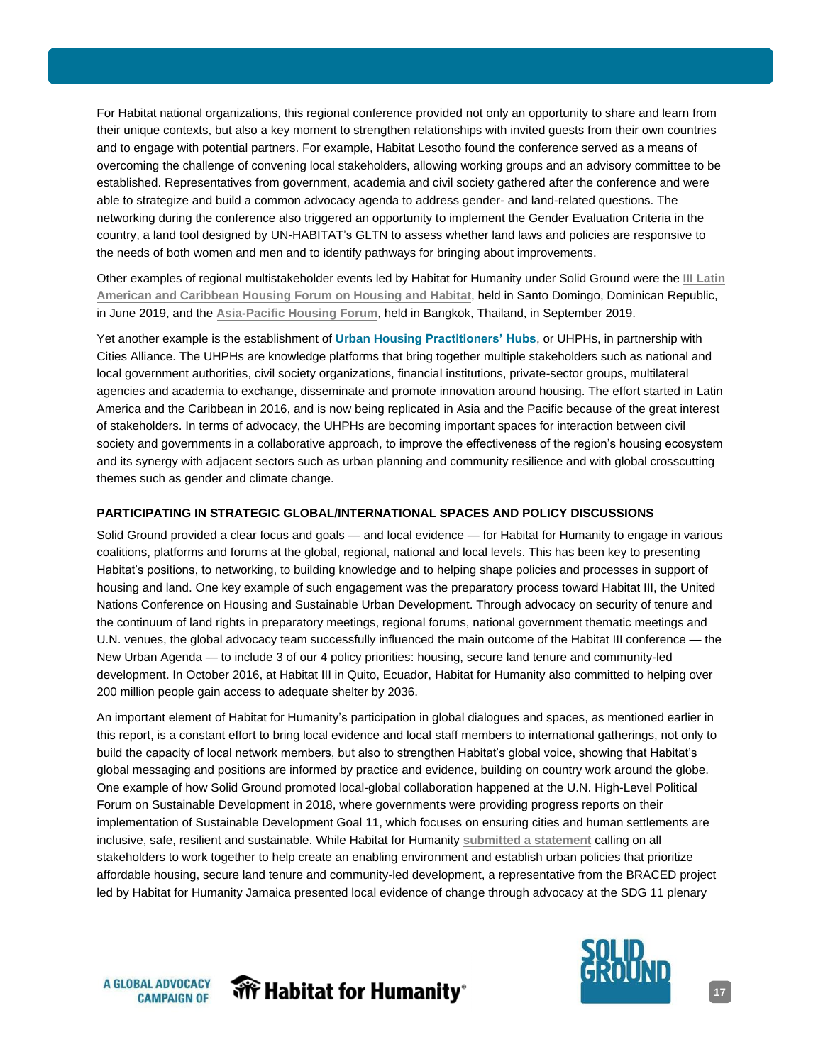For Habitat national organizations, this regional conference provided not only an opportunity to share and learn from their unique contexts, but also a key moment to strengthen relationships with invited guests from their own countries and to engage with potential partners. For example, Habitat Lesotho found the conference served as a means of overcoming the challenge of convening local stakeholders, allowing working groups and an advisory committee to be established. Representatives from government, academia and civil society gathered after the conference and were able to strategize and build a common advocacy agenda to address gender- and land-related questions. The networking during the conference also triggered an opportunity to implement the Gender Evaluation Criteria in the country, a land tool designed by UN-HABITAT's GLTN to assess whether land laws and policies are responsive to the needs of both women and men and to identify pathways for bringing about improvements.

Other examples of regional multistakeholder events led by Habitat for Humanity under Solid Ground were the **III Latin American and Caribbean Housing Forum on Housing and Habitat**, held in Santo Domingo, Dominican Republic, in June 2019, and the **Asia-Pacific Housing Forum**, held in Bangkok, Thailand, in September 2019.

Yet another example is the establishment of **Urban Housing Practitioners' Hubs**, or UHPHs, in partnership with Cities Alliance. The UHPHs are knowledge platforms that bring together multiple stakeholders such as national and local government authorities, civil society organizations, financial institutions, private-sector groups, multilateral agencies and academia to exchange, disseminate and promote innovation around housing. The effort started in Latin America and the Caribbean in 2016, and is now being replicated in Asia and the Pacific because of the great interest of stakeholders. In terms of advocacy, the UHPHs are becoming important spaces for interaction between civil society and governments in a collaborative approach, to improve the effectiveness of the region's housing ecosystem and its synergy with adjacent sectors such as urban planning and community resilience and with global crosscutting themes such as gender and climate change.

## PARTICIPATING IN STRATEGIC GLOBAL/INTERNATIONAL SPACES AND POLICY DISCUSSIONS

Solid Ground provided a clear focus and goals — and local evidence — for Habitat for Humanity to engage in various coalitions, platforms and forums at the global, regional, national and local levels. This has been key to presenting Habitat's positions, to networking, to building knowledge and to helping shape policies and processes in support of housing and land. One key example of such engagement was the preparatory process toward Habitat III, the United Nations Conference on Housing and Sustainable Urban Development. Through advocacy on security of tenure and the continuum of land rights in preparatory meetings, regional forums, national government thematic meetings and U.N. venues, the global advocacy team successfully influenced the main outcome of the Habitat III conference — the New Urban Agenda — to include 3 of our 4 policy priorities: housing, secure land tenure and community-led development. In October 2016, at Habitat III in Quito, Ecuador, Habitat for Humanity also committed to helping over 200 million people gain access to adequate shelter by 2036.

An important element of Habitat for Humanity's participation in global dialogues and spaces, as mentioned earlier in this report, is a constant effort to bring local evidence and local staff members to international gatherings, not only to build the capacity of local network members, but also to strengthen Habitat's global voice, showing that Habitat's global messaging and positions are informed by practice and evidence, building on country work around the globe. One example of how Solid Ground promoted local-global collaboration happened at the U.N. High-Level Political Forum on Sustainable Development in 2018, where governments were providing progress reports on their implementation of Sustainable Development Goal 11, which focuses on ensuring cities and human settlements are inclusive, safe, resilient and sustainable. While Habitat for Humanity **submitted a statement** calling on all stakeholders to work together to help create an enabling environment and establish urban policies that prioritize affordable housing, secure land tenure and community-led development, a representative from the BRACED project led by Habitat for Humanity Jamaica presented local evidence of change through advocacy at the SDG 11 plenary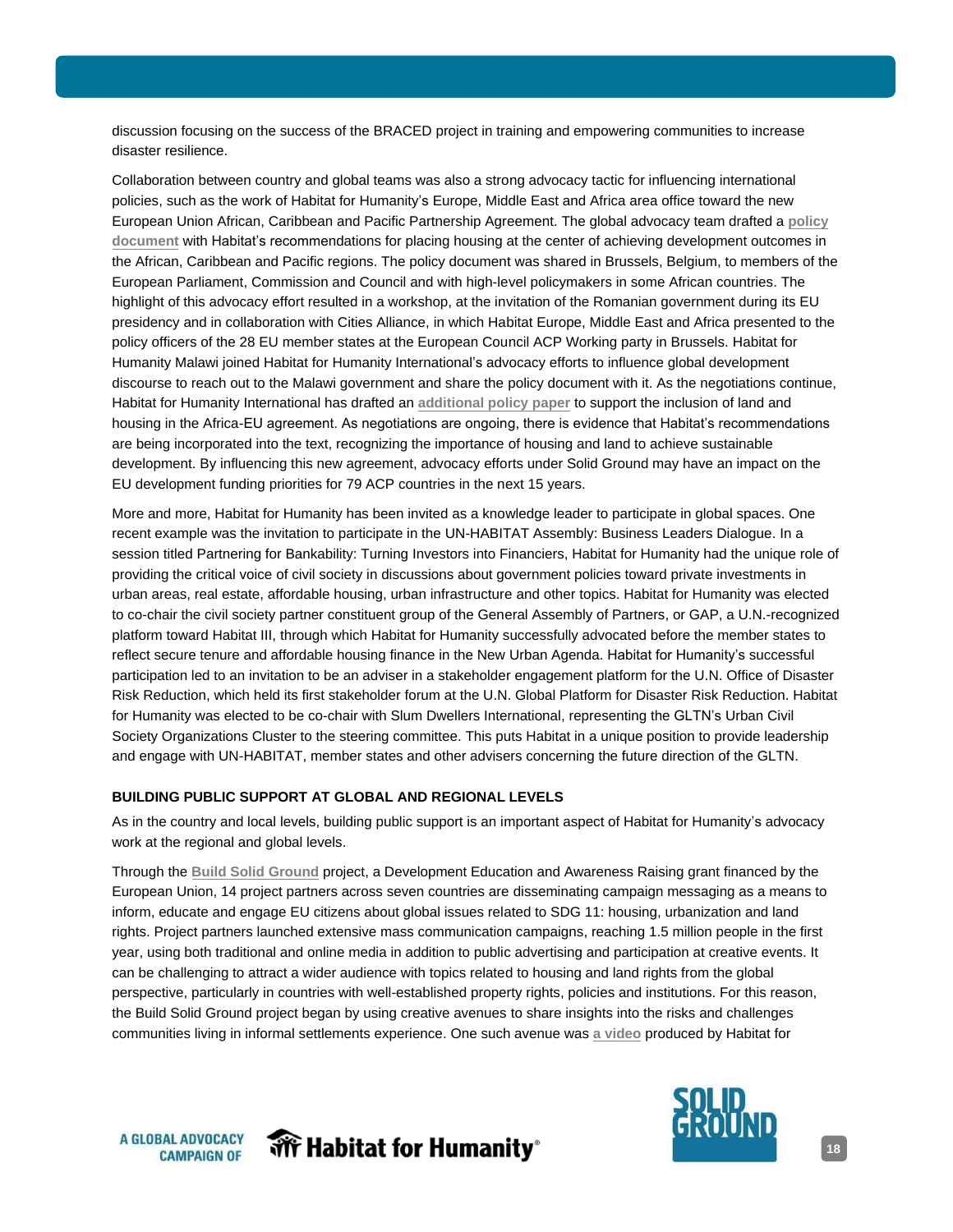discussion focusing on the success of the BRACED project in training and empowering communities to increase disaster resilience.

Collaboration between country and global teams was also a strong advocacy tactic for influencing international policies, such as the work of Habitat for Humanity's Europe, Middle East and Africa area office toward the new European Union African, Caribbean and Pacific Partnership Agreement. The global advocacy team drafted a policy document with Habitat's recommendations for placing housing at the center of achieving development outcomes in the African, Caribbean and Pacific regions. The policy document was shared in Brussels, Belgium, to members of the European Parliament, Commission and Council and with high-level policymakers in some African countries. The highlight of this advocacy effort resulted in a workshop, at the invitation of the Romanian government during its EU presidency and in collaboration with Cities Alliance, in which Habitat Europe, Middle East and Africa presented to the policy officers of the 28 EU member states at the European Council ACP Working party in Brussels. Habitat for Humanity Malawi joined Habitat for Humanity International's advocacy efforts to influence global development discourse to reach out to the Malawi government and share the policy document with it. As the negotiations continue, Habitat for Humanity International has drafted an additional policy paper to support the inclusion of land and housing in the Africa-EU agreement. As negotiations are ongoing, there is evidence that Habitat's recommendations are being incorporated into the text, recognizing the importance of housing and land to achieve sustainable development. By influencing this new agreement, advocacy efforts under Solid Ground may have an impact on the EU development funding priorities for 79 ACP countries in the next 15 years.

More and more, Habitat for Humanity has been invited as a knowledge leader to participate in global spaces. One recent example was the invitation to participate in the UN-HABITAT Assembly: Business Leaders Dialogue. In a session titled Partnering for Bankability: Turning Investors into Financiers, Habitat for Humanity had the unique role of providing the critical voice of civil society in discussions about government policies toward private investments in urban areas, real estate, affordable housing, urban infrastructure and other topics. Habitat for Humanity was elected to co-chair the civil society partner constituent group of the General Assembly of Partners, or GAP, a U.N.-recognized platform toward Habitat III, through which Habitat for Humanity successfully advocated before the member states to reflect secure tenure and affordable housing finance in the New Urban Agenda. Habitat for Humanity's successful participation led to an invitation to be an adviser in a stakeholder engagement platform for the U.N. Office of Disaster Risk Reduction, which held its first stakeholder forum at the U.N. Global Platform for Disaster Risk Reduction. Habitat for Humanity was elected to be co-chair with Slum Dwellers International, representing the GLTN's Urban Civil Society Organizations Cluster to the steering committee. This puts Habitat in a unique position to provide leadership and engage with UN-HABITAT, member states and other advisers concerning the future direction of the GLTN.

**BUILDING PUBLIC SUPPORT AT GLOBAL AND REGIONAL LEVELS**

As in the country and local levels, building public support is an important aspect of Habitat for Humanity's advocacy work at the regional and global levels.

Through the Build Solid Ground project, a Development Education and Awareness Raising grant financed by the European Union, 14 project partners across seven countries are disseminating campaign messaging as a means to inform, educate and engage EU citizens about global issues related to SDG 11: housing, urbanization and land rights. Project partners launched extensive mass communication campaigns, reaching 1.5 million people in the first year, using both traditional and online media in addition to public advertising and participation at creative events. It can be challenging to attract a wider audience with topics related to housing and land rights from the global perspective, particularly in countries with well-established property rights, policies and institutions. For this reason, the Build Solid Ground project began by using creative avenues to share insights into the risks and challenges communities living in informal settlements experience. One such avenue was a video produced by Habitat for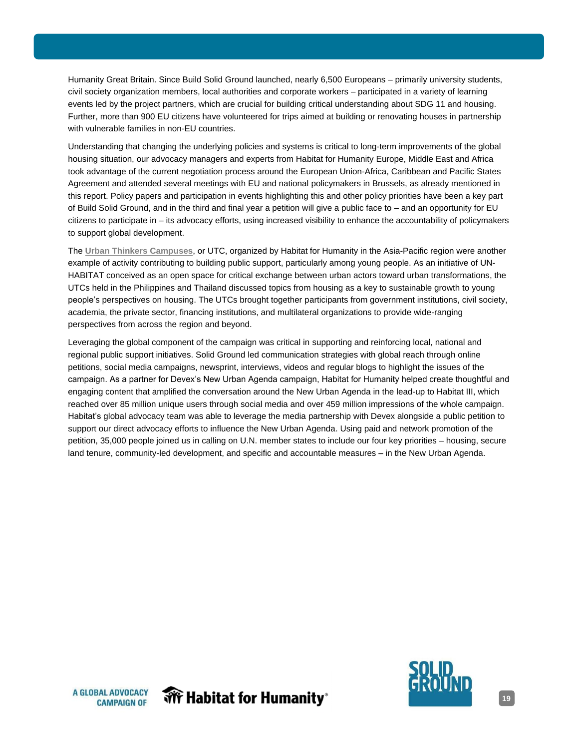Humanity Great Britain. Since Build Solid Ground launched, nearly 6,500 Europeans – primarily university students, civil society organization members, local authorities and corporate workers – participated in a variety of learning events led by the project partners, which are crucial for building critical understanding about SDG 11 and housing. Further, more than 900 EU citizens have volunteered for trips aimed at building or renovating houses in partnership with vulnerable families in non-EU countries.

Understanding that changing the underlying policies and systems is critical to long-term improvements of the global housing situation, our advocacy managers and experts from Habitat for Humanity Europe, Middle East and Africa took advantage of the current negotiation process around the European Union-Africa, Caribbean and Pacific States Agreement and attended several meetings with EU and national policymakers in Brussels, as already mentioned in this report. Policy papers and participation in events highlighting this and other policy priorities have been a key part of Build Solid Ground, and in the third and final year a petition will give a public face to – and an opportunity for EU citizens to participate in – its advocacy efforts, using increased visibility to enhance the accountability of policymakers to support global development.

The **Urban Thinkers Campuses**, or UTC, organized by Habitat for Humanity in the Asia-Pacific region were another example of activity contributing to building public support, particularly among young people. As an initiative of UN-HABITAT conceived as an open space for critical exchange between urban actors toward urban transformations, the UTCs held in the Philippines and Thailand discussed topics from housing as a key to sustainable growth to young people's perspectives on housing. The UTCs brought together participants from government institutions, civil society, academia, the private sector, financing institutions, and multilateral organizations to provide wide-ranging perspectives from across the region and beyond.

Leveraging the global component of the campaign was critical in supporting and reinforcing local, national and regional public support initiatives. Solid Ground led communication strategies with global reach through online petitions, social media campaigns, newsprint, interviews, videos and regular blogs to highlight the issues of the campaign. As a partner for Devex's New Urban Agenda campaign, Habitat for Humanity helped create thoughtful and engaging content that amplified the conversation around the New Urban Agenda in the lead-up to Habitat III, which reached over 85 million unique users through social media and over 459 million impressions of the whole campaign. Habitat's global advocacy team was able to leverage the media partnership with Devex alongside a public petition to support our direct advocacy efforts to influence the New Urban Agenda. Using paid and network promotion of the petition, 35,000 people joined us in calling on U.N. member states to include our four key priorities – housing, secure land tenure, community-led development, and specific and accountable measures – in the New Urban Agenda.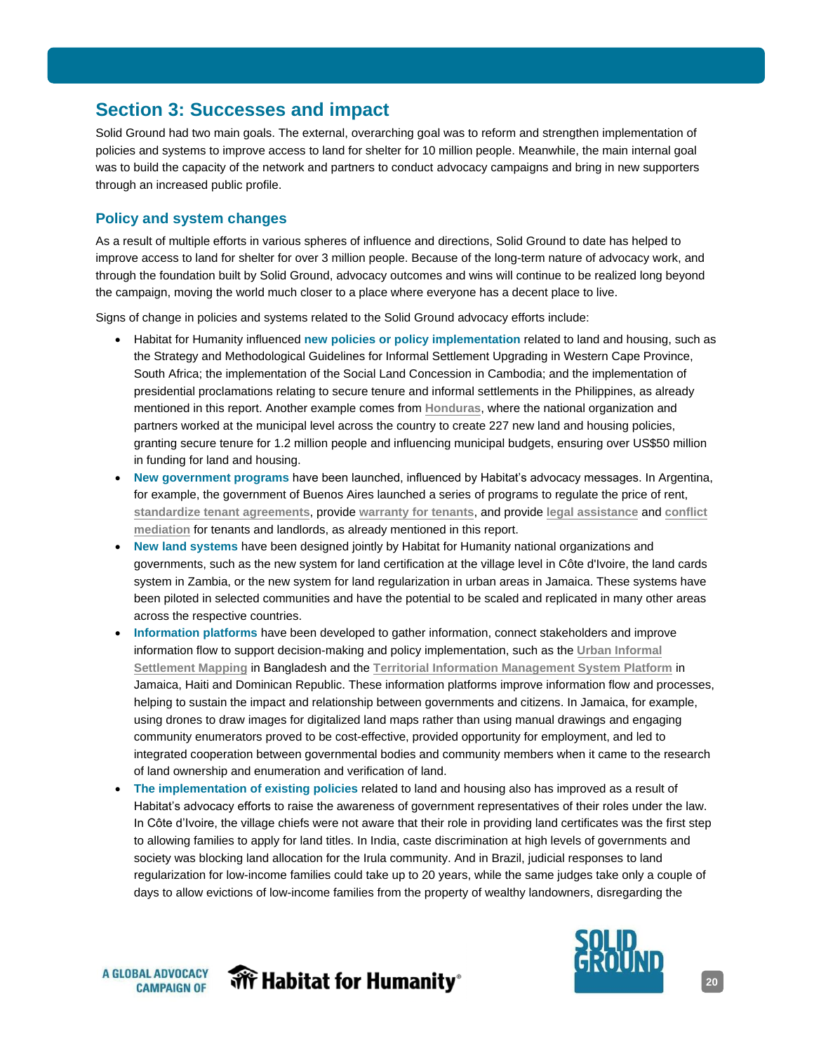## Section 3: Successes and impact

Solid Ground had two main goals. The external, overarching goal was to reform and strengthen implementation of policies and systems to improve access to land for shelter for 10 million people. Meanwhile, the main internal goal was to build the capacity of the network and partners to conduct advocacy campaigns and bring in new supporters through an increased public profile.

### Policy and system changes

As a result of multiple efforts in various spheres of influence and directions, Solid Ground to date has helped to improve access to land for shelter for over 3 million people. Because of the long-term nature of advocacy work, and through the foundation built by Solid Ground, advocacy outcomes and wins will continue to be realized long beyond the campaign, moving the world much closer to a place where everyone has a decent place to live.

Signs of change in policies and systems related to the Solid Ground advocacy efforts include:

- Habitat for Humanity influenced **new policies or policy implementation** related to land and housing, such as the Strategy and Methodological Guidelines for Informal Settlement Upgrading in Western Cape Province, South Africa; the implementation of the Social Land Concession in Cambodia; and the implementation of presidential proclamations relating to secure tenure and informal settlements in the Philippines, as already mentioned in this report. Another example comes from Honduras, where the national organization and partners worked at the municipal level across the country to create 227 new land and housing policies, granting secure tenure for 1.2 million people and influencing municipal budgets, ensuring over US$50 million in funding for land and housing.
- **New government programs** have been launched, influenced by Habitat's advocacy messages. In Argentina, for example, the government of Buenos Aires launched a series of programs to regulate the price of rent, standardize tenant agreements, provide warranty for tenants, and provide legal assistance and conflict mediation for tenants and landlords, as already mentioned in this report.
- **New land systems** have been designed jointly by Habitat for Humanity national organizations and governments, such as the new system for land certification at the village level in Côte d'Ivoire, the land cards system in Zambia, or the new system for land regularization in urban areas in Jamaica. These systems have been piloted in selected communities and have the potential to be scaled and replicated in many other areas across the respective countries.
- **Information platforms** have been developed to gather information, connect stakeholders and improve information flow to support decision-making and policy implementation, such as the Urban Informal Settlement Mapping in Bangladesh and the Territorial Information Management System Platform in Jamaica, Haiti and Dominican Republic. These information platforms improve information flow and processes, helping to sustain the impact and relationship between governments and citizens. In Jamaica, for example, using drones to draw images for digitalized land maps rather than using manual drawings and engaging community enumerators proved to be cost-effective, provided opportunity for employment, and led to integrated cooperation between governmental bodies and community members when it came to the research of land ownership and enumeration and verification of land.
- **The implementation of existing policies** related to land and housing also has improved as a result of Habitat's advocacy efforts to raise the awareness of government representatives of their roles under the law. In Côte d'Ivoire, the village chiefs were not aware that their role in providing land certificates was the first step to allowing families to apply for land titles. In India, caste discrimination at high levels of governments and society was blocking land allocation for the Irula community. And in Brazil, judicial responses to land regularization for low-income families could take up to 20 years, while the same judges take only a couple of days to allow evictions of low-income families from the property of wealthy landowners, disregarding the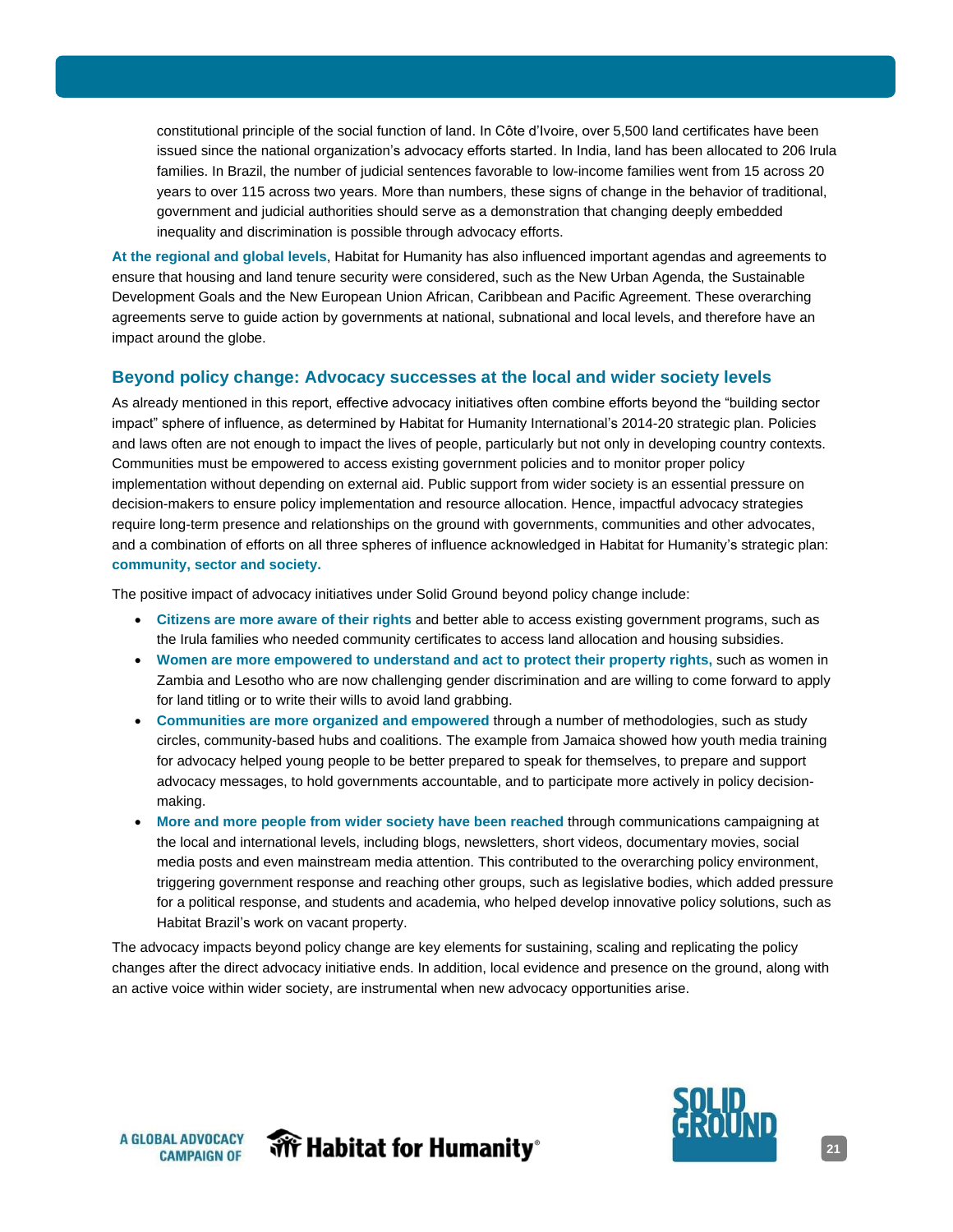constitutional principle of the social function of land. In Côte d'Ivoire, over 5,500 land certificates have been issued since the national organization's advocacy efforts started. In India, land has been allocated to 206 Irula families. In Brazil, the number of judicial sentences favorable to low-income families went from 15 across 20 years to over 115 across two years. More than numbers, these signs of change in the behavior of traditional, government and judicial authorities should serve as a demonstration that changing deeply embedded inequality and discrimination is possible through advocacy efforts.

**At the regional and global levels**, Habitat for Humanity has also influenced important agendas and agreements to ensure that housing and land tenure security were considered, such as the New Urban Agenda, the Sustainable Development Goals and the New European Union African, Caribbean and Pacific Agreement. These overarching agreements serve to guide action by governments at national, subnational and local levels, and therefore have an impact around the globe.

## Beyond policy change: Advocacy successes at the local and wider society levels

As already mentioned in this report, effective advocacy initiatives often combine efforts beyond the "building sector impact" sphere of influence, as determined by Habitat for Humanity International's 2014-20 strategic plan. Policies and laws often are not enough to impact the lives of people, particularly but not only in developing country contexts. Communities must be empowered to access existing government policies and to monitor proper policy implementation without depending on external aid. Public support from wider society is an essential pressure on decision-makers to ensure policy implementation and resource allocation. Hence, impactful advocacy strategies require long-term presence and relationships on the ground with governments, communities and other advocates, and a combination of efforts on all three spheres of influence acknowledged in Habitat for Humanity's strategic plan: **community, sector and society.**

The positive impact of advocacy initiatives under Solid Ground beyond policy change include:

- **Citizens are more aware of their rights** and better able to access existing government programs, such as the Irula families who needed community certificates to access land allocation and housing subsidies.
- **Women are more empowered to understand and act to protect their property rights,** such as women in Zambia and Lesotho who are now challenging gender discrimination and are willing to come forward to apply for land titling or to write their wills to avoid land grabbing.
- **Communities are more organized and empowered** through a number of methodologies, such as study circles, community-based hubs and coalitions. The example from Jamaica showed how youth media training for advocacy helped young people to be better prepared to speak for themselves, to prepare and support advocacy messages, to hold governments accountable, and to participate more actively in policy decision-making.
- **More and more people from wider society have been reached** through communications campaigning at the local and international levels, including blogs, newsletters, short videos, documentary movies, social media posts and even mainstream media attention. This contributed to the overarching policy environment, triggering government response and reaching other groups, such as legislative bodies, which added pressure for a political response, and students and academia, who helped develop innovative policy solutions, such as Habitat Brazil's work on vacant property.

The advocacy impacts beyond policy change are key elements for sustaining, scaling and replicating the policy changes after the direct advocacy initiative ends. In addition, local evidence and presence on the ground, along with an active voice within wider society, are instrumental when new advocacy opportunities arise.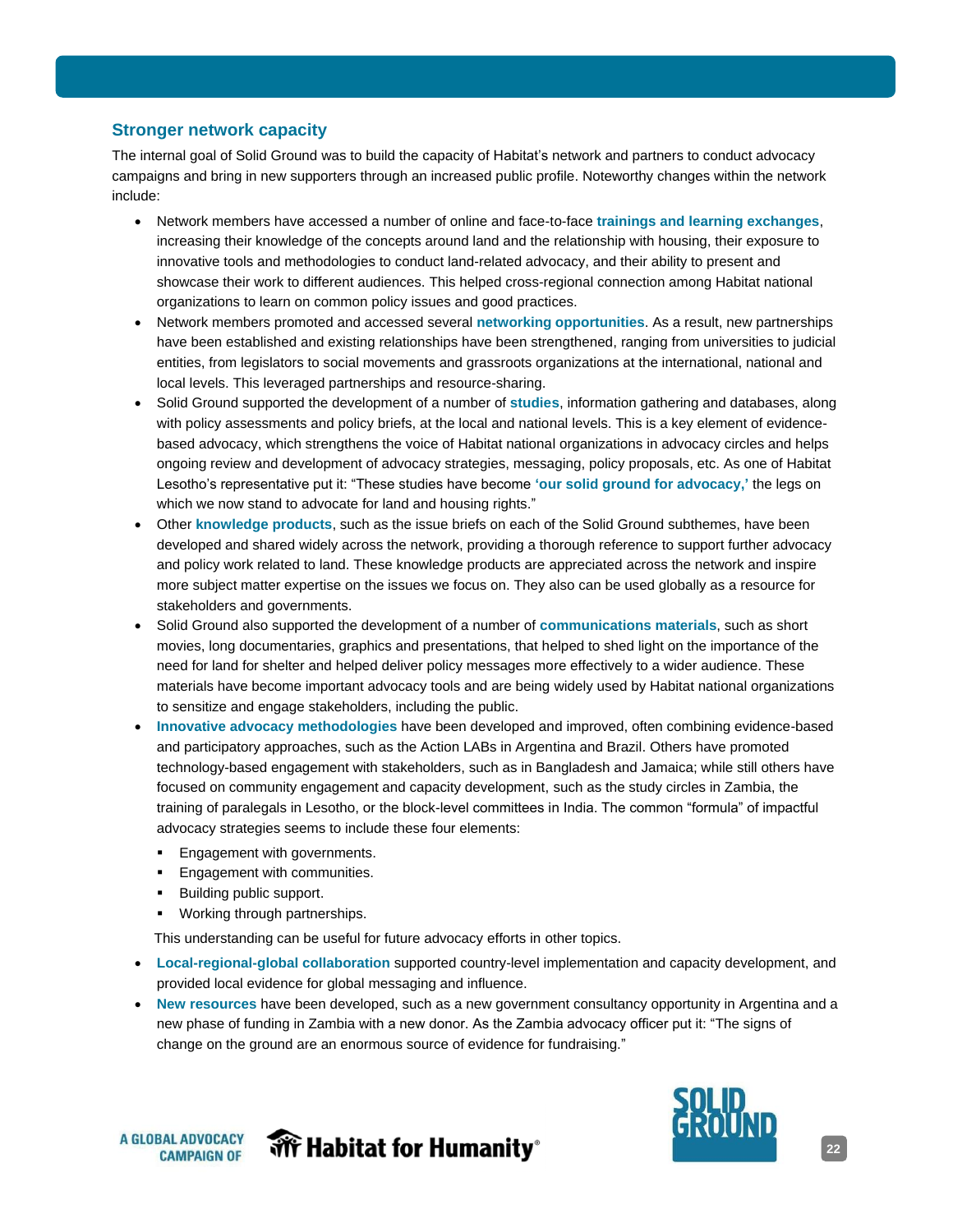## Stronger network capacity

The internal goal of Solid Ground was to build the capacity of Habitat's network and partners to conduct advocacy campaigns and bring in new supporters through an increased public profile. Noteworthy changes within the network include:

- Network members have accessed a number of online and face-to-face **trainings and learning exchanges**, increasing their knowledge of the concepts around land and the relationship with housing, their exposure to innovative tools and methodologies to conduct land-related advocacy, and their ability to present and showcase their work to different audiences. This helped cross-regional connection among Habitat national organizations to learn on common policy issues and good practices.
- Network members promoted and accessed several **networking opportunities**. As a result, new partnerships have been established and existing relationships have been strengthened, ranging from universities to judicial entities, from legislators to social movements and grassroots organizations at the international, national and local levels. This leveraged partnerships and resource-sharing.
- Solid Ground supported the development of a number of **studies**, information gathering and databases, along with policy assessments and policy briefs, at the local and national levels. This is a key element of evidence-based advocacy, which strengthens the voice of Habitat national organizations in advocacy circles and helps ongoing review and development of advocacy strategies, messaging, policy proposals, etc. As one of Habitat Lesotho's representative put it: "These studies have become **'our solid ground for advocacy,'** the legs on which we now stand to advocate for land and housing rights."
- Other **knowledge products**, such as the issue briefs on each of the Solid Ground subthemes, have been developed and shared widely across the network, providing a thorough reference to support further advocacy and policy work related to land. These knowledge products are appreciated across the network and inspire more subject matter expertise on the issues we focus on. They also can be used globally as a resource for stakeholders and governments.
- Solid Ground also supported the development of a number of **communications materials**, such as short movies, long documentaries, graphics and presentations, that helped to shed light on the importance of the need for land for shelter and helped deliver policy messages more effectively to a wider audience. These materials have become important advocacy tools and are being widely used by Habitat national organizations to sensitize and engage stakeholders, including the public.
- **Innovative advocacy methodologies** have been developed and improved, often combining evidence-based and participatory approaches, such as the Action LABs in Argentina and Brazil. Others have promoted technology-based engagement with stakeholders, such as in Bangladesh and Jamaica; while still others have focused on community engagement and capacity development, such as the study circles in Zambia, the training of paralegals in Lesotho, or the block-level committees in India. The common "formula" of impactful advocacy strategies seems to include these four elements:
  - Engagement with governments.
  - Engagement with communities.
  - Building public support.
  - Working through partnerships.

  This understanding can be useful for future advocacy efforts in other topics.
- **Local-regional-global collaboration** supported country-level implementation and capacity development, and provided local evidence for global messaging and influence.
- **New resources** have been developed, such as a new government consultancy opportunity in Argentina and a new phase of funding in Zambia with a new donor. As the Zambia advocacy officer put it: "The signs of change on the ground are an enormous source of evidence for fundraising."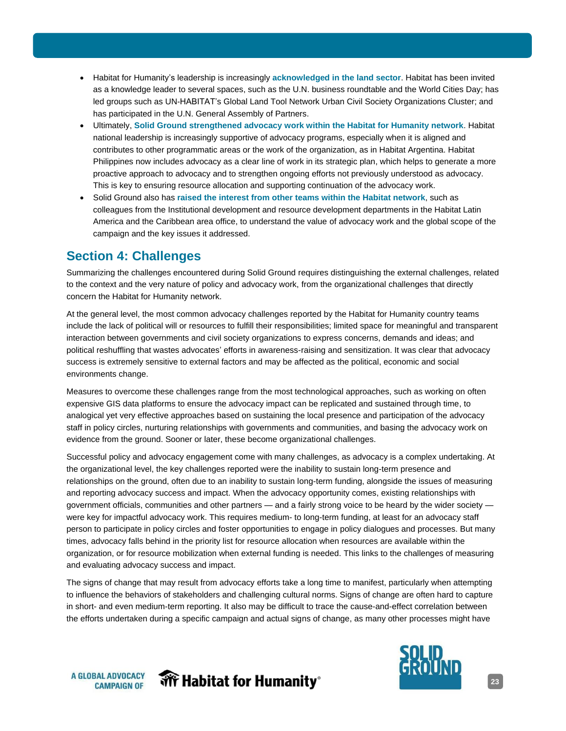- Habitat for Humanity's leadership is increasingly **acknowledged in the land sector**. Habitat has been invited as a knowledge leader to several spaces, such as the U.N. business roundtable and the World Cities Day; has led groups such as UN-HABITAT's Global Land Tool Network Urban Civil Society Organizations Cluster; and has participated in the U.N. General Assembly of Partners.
- Ultimately, **Solid Ground strengthened advocacy work within the Habitat for Humanity network**. Habitat national leadership is increasingly supportive of advocacy programs, especially when it is aligned and contributes to other programmatic areas or the work of the organization, as in Habitat Argentina. Habitat Philippines now includes advocacy as a clear line of work in its strategic plan, which helps to generate a more proactive approach to advocacy and to strengthen ongoing efforts not previously understood as advocacy. This is key to ensuring resource allocation and supporting continuation of the advocacy work.
- Solid Ground also has **raised the interest from other teams within the Habitat network**, such as colleagues from the Institutional development and resource development departments in the Habitat Latin America and the Caribbean area office, to understand the value of advocacy work and the global scope of the campaign and the key issues it addressed.

## Section 4: Challenges

Summarizing the challenges encountered during Solid Ground requires distinguishing the external challenges, related to the context and the very nature of policy and advocacy work, from the organizational challenges that directly concern the Habitat for Humanity network.

At the general level, the most common advocacy challenges reported by the Habitat for Humanity country teams include the lack of political will or resources to fulfill their responsibilities; limited space for meaningful and transparent interaction between governments and civil society organizations to express concerns, demands and ideas; and political reshuffling that wastes advocates' efforts in awareness-raising and sensitization. It was clear that advocacy success is extremely sensitive to external factors and may be affected as the political, economic and social environments change.

Measures to overcome these challenges range from the most technological approaches, such as working on often expensive GIS data platforms to ensure the advocacy impact can be replicated and sustained through time, to analogical yet very effective approaches based on sustaining the local presence and participation of the advocacy staff in policy circles, nurturing relationships with governments and communities, and basing the advocacy work on evidence from the ground. Sooner or later, these become organizational challenges.

Successful policy and advocacy engagement come with many challenges, as advocacy is a complex undertaking. At the organizational level, the key challenges reported were the inability to sustain long-term presence and relationships on the ground, often due to an inability to sustain long-term funding, alongside the issues of measuring and reporting advocacy success and impact. When the advocacy opportunity comes, existing relationships with government officials, communities and other partners — and a fairly strong voice to be heard by the wider society — were key for impactful advocacy work. This requires medium- to long-term funding, at least for an advocacy staff person to participate in policy circles and foster opportunities to engage in policy dialogues and processes. But many times, advocacy falls behind in the priority list for resource allocation when resources are available within the organization, or for resource mobilization when external funding is needed. This links to the challenges of measuring and evaluating advocacy success and impact.

The signs of change that may result from advocacy efforts take a long time to manifest, particularly when attempting to influence the behaviors of stakeholders and challenging cultural norms. Signs of change are often hard to capture in short- and even medium-term reporting. It also may be difficult to trace the cause-and-effect correlation between the efforts undertaken during a specific campaign and actual signs of change, as many other processes might have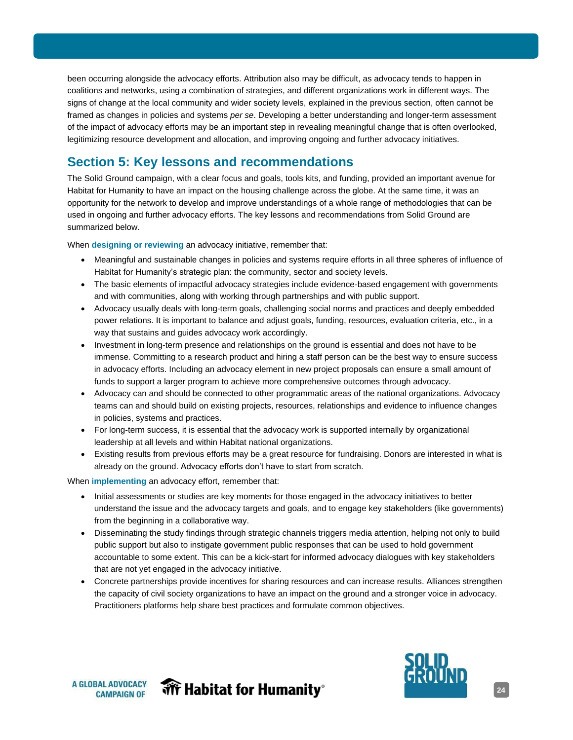been occurring alongside the advocacy efforts. Attribution also may be difficult, as advocacy tends to happen in coalitions and networks, using a combination of strategies, and different organizations work in different ways. The signs of change at the local community and wider society levels, explained in the previous section, often cannot be framed as changes in policies and systems *per se*. Developing a better understanding and longer-term assessment of the impact of advocacy efforts may be an important step in revealing meaningful change that is often overlooked, legitimizing resource development and allocation, and improving ongoing and further advocacy initiatives.

## Section 5: Key lessons and recommendations

The Solid Ground campaign, with a clear focus and goals, tools kits, and funding, provided an important avenue for Habitat for Humanity to have an impact on the housing challenge across the globe. At the same time, it was an opportunity for the network to develop and improve understandings of a whole range of methodologies that can be used in ongoing and further advocacy efforts. The key lessons and recommendations from Solid Ground are summarized below.

When **designing or reviewing** an advocacy initiative, remember that:

- Meaningful and sustainable changes in policies and systems require efforts in all three spheres of influence of Habitat for Humanity's strategic plan: the community, sector and society levels.
- The basic elements of impactful advocacy strategies include evidence-based engagement with governments and with communities, along with working through partnerships and with public support.
- Advocacy usually deals with long-term goals, challenging social norms and practices and deeply embedded power relations. It is important to balance and adjust goals, funding, resources, evaluation criteria, etc., in a way that sustains and guides advocacy work accordingly.
- Investment in long-term presence and relationships on the ground is essential and does not have to be immense. Committing to a research product and hiring a staff person can be the best way to ensure success in advocacy efforts. Including an advocacy element in new project proposals can ensure a small amount of funds to support a larger program to achieve more comprehensive outcomes through advocacy.
- Advocacy can and should be connected to other programmatic areas of the national organizations. Advocacy teams can and should build on existing projects, resources, relationships and evidence to influence changes in policies, systems and practices.
- For long-term success, it is essential that the advocacy work is supported internally by organizational leadership at all levels and within Habitat national organizations.
- Existing results from previous efforts may be a great resource for fundraising. Donors are interested in what is already on the ground. Advocacy efforts don't have to start from scratch.

When **implementing** an advocacy effort, remember that:

- Initial assessments or studies are key moments for those engaged in the advocacy initiatives to better understand the issue and the advocacy targets and goals, and to engage key stakeholders (like governments) from the beginning in a collaborative way.
- Disseminating the study findings through strategic channels triggers media attention, helping not only to build public support but also to instigate government public responses that can be used to hold government accountable to some extent. This can be a kick-start for informed advocacy dialogues with key stakeholders that are not yet engaged in the advocacy initiative.
- Concrete partnerships provide incentives for sharing resources and can increase results. Alliances strengthen the capacity of civil society organizations to have an impact on the ground and a stronger voice in advocacy. Practitioners platforms help share best practices and formulate common objectives.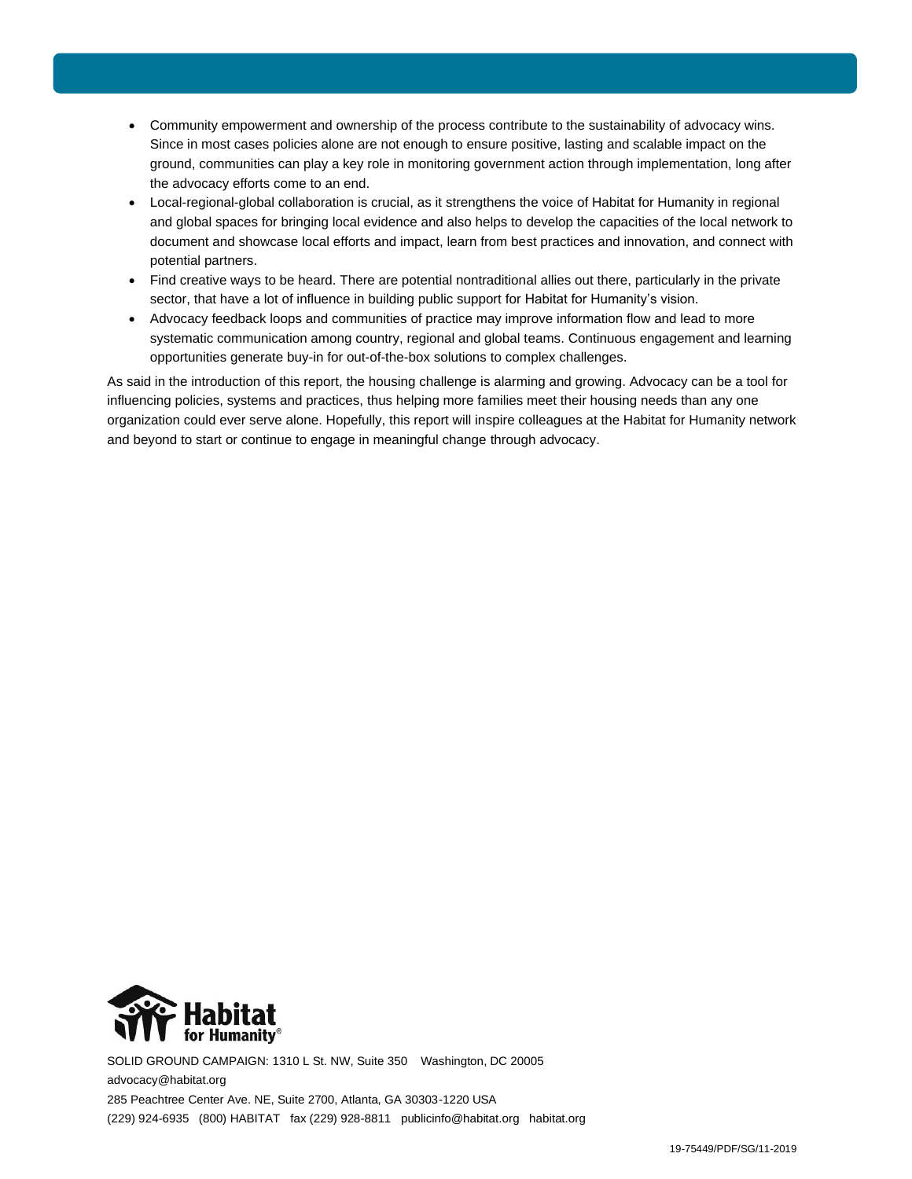- Community empowerment and ownership of the process contribute to the sustainability of advocacy wins. Since in most cases policies alone are not enough to ensure positive, lasting and scalable impact on the ground, communities can play a key role in monitoring government action through implementation, long after the advocacy efforts come to an end.
- Local-regional-global collaboration is crucial, as it strengthens the voice of Habitat for Humanity in regional and global spaces for bringing local evidence and also helps to develop the capacities of the local network to document and showcase local efforts and impact, learn from best practices and innovation, and connect with potential partners.
- Find creative ways to be heard. There are potential nontraditional allies out there, particularly in the private sector, that have a lot of influence in building public support for Habitat for Humanity's vision.
- Advocacy feedback loops and communities of practice may improve information flow and lead to more systematic communication among country, regional and global teams. Continuous engagement and learning opportunities generate buy-in for out-of-the-box solutions to complex challenges.

As said in the introduction of this report, the housing challenge is alarming and growing. Advocacy can be a tool for influencing policies, systems and practices, thus helping more families meet their housing needs than any one organization could ever serve alone. Hopefully, this report will inspire colleagues at the Habitat for Humanity network and beyond to start or continue to engage in meaningful change through advocacy.

Habitat for Humanity®

SOLID GROUND CAMPAIGN: 1310 L St. NW, Suite 350 Washington, DC 20005
advocacy@habitat.org
285 Peachtree Center Ave. NE, Suite 2700, Atlanta, GA 30303-1220 USA
(229) 924-6935 (800) HABITAT fax (229) 928-8811 publicinfo@habitat.org habitat.org

19-75449/PDF/SG/11-2019